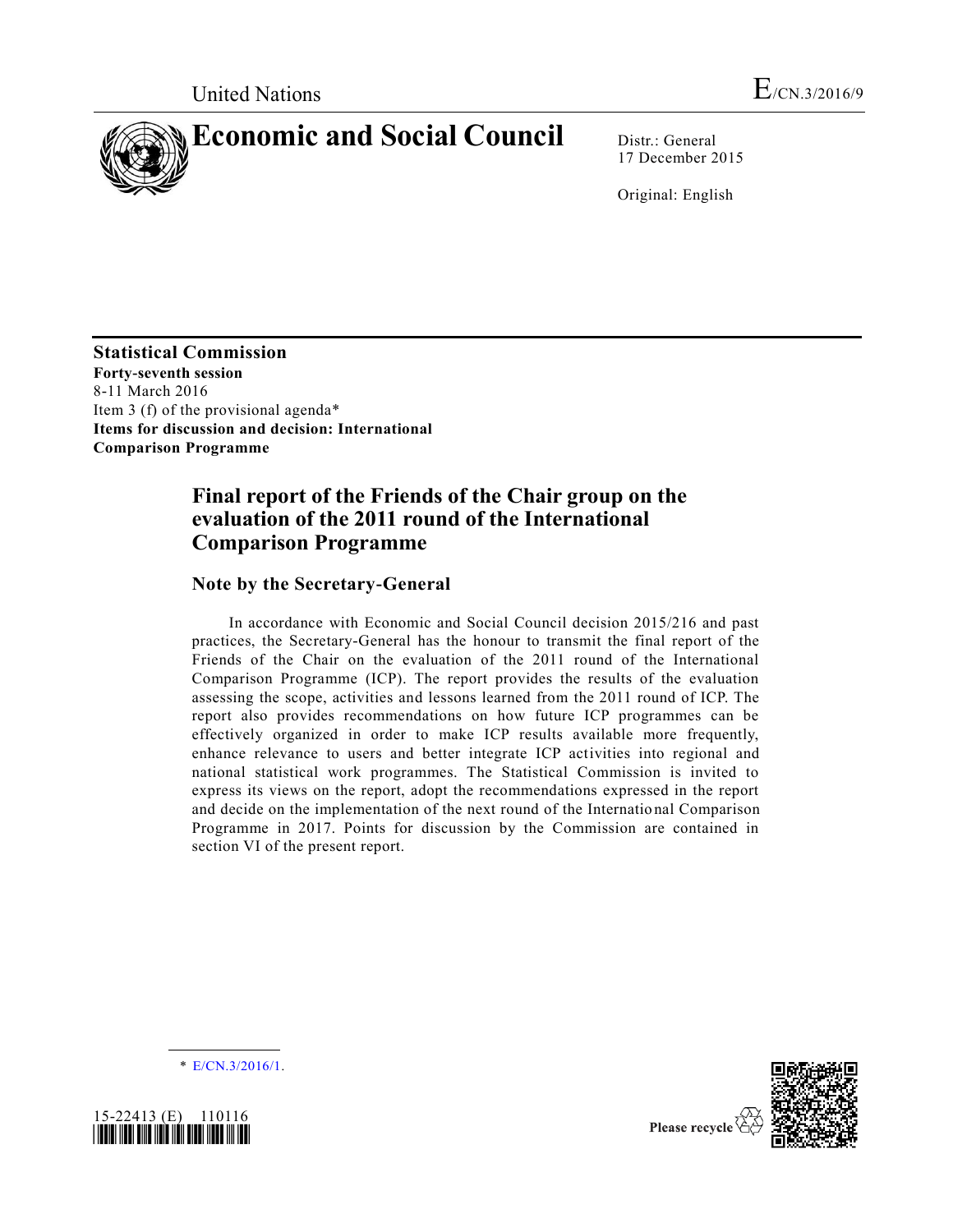United Nations

E/CN.3/2016/9

# Economic and Social Council

Distr.: General
17 December 2015

Original: English

**Statistical Commission**
**Forty-seventh session**
8-11 March 2016
Item 3 (f) of the provisional agenda*
**Items for discussion and decision: International Comparison Programme**

## Final report of the Friends of the Chair group on the evaluation of the 2011 round of the International Comparison Programme

### Note by the Secretary-General

In accordance with Economic and Social Council decision 2015/216 and past practices, the Secretary-General has the honour to transmit the final report of the Friends of the Chair on the evaluation of the 2011 round of the International Comparison Programme (ICP). The report provides the results of the evaluation assessing the scope, activities and lessons learned from the 2011 round of ICP. The report also provides recommendations on how future ICP programmes can be effectively organized in order to make ICP results available more frequently, enhance relevance to users and better integrate ICP activities into regional and national statistical work programmes. The Statistical Commission is invited to express its views on the report, adopt the recommendations expressed in the report and decide on the implementation of the next round of the International Comparison Programme in 2017. Points for discussion by the Commission are contained in section VI of the present report.

* E/CN.3/2016/1.

15-22413 (E) 110116

Please recycle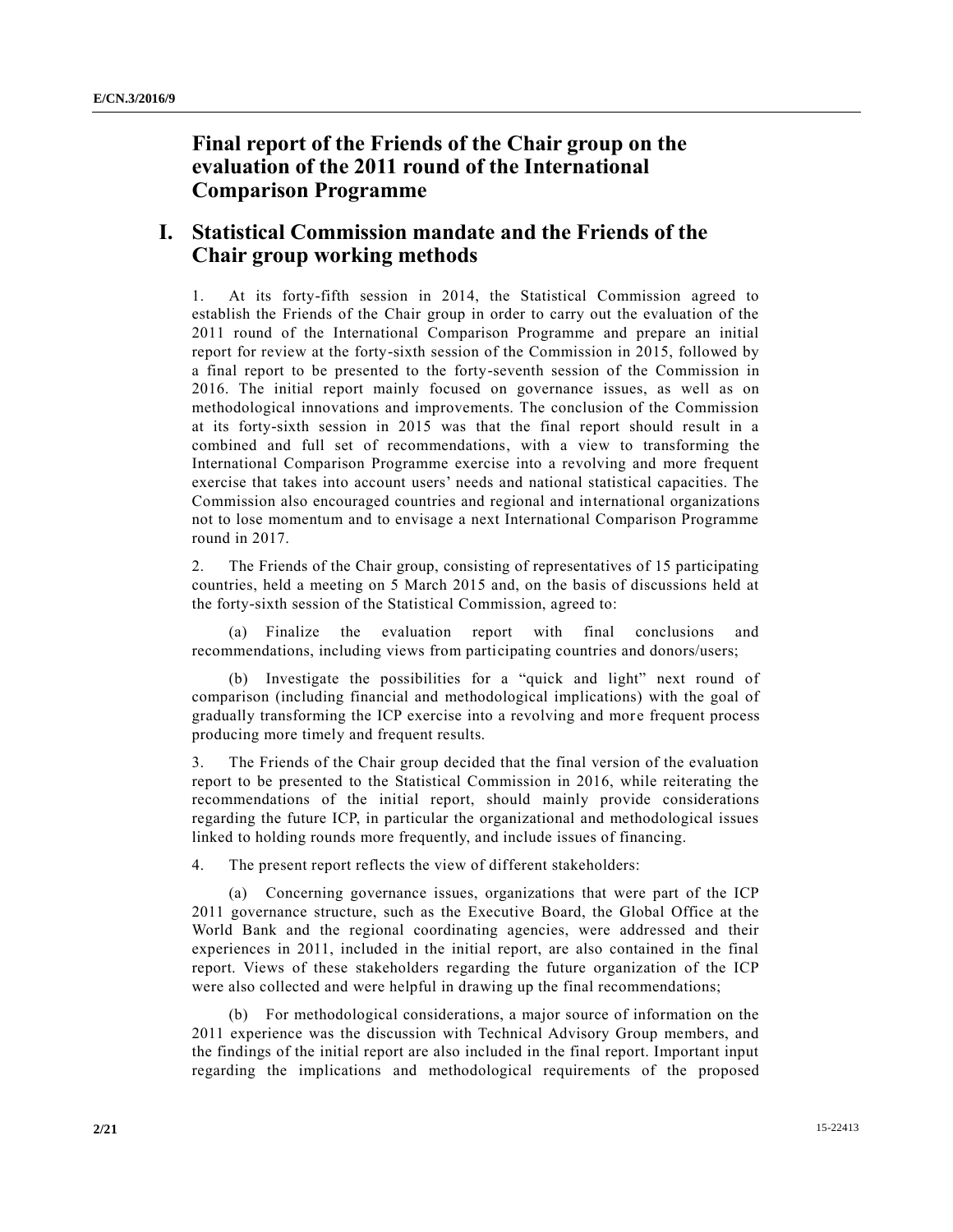# Final report of the Friends of the Chair group on the evaluation of the 2011 round of the International Comparison Programme

## I. Statistical Commission mandate and the Friends of the Chair group working methods

1. At its forty-fifth session in 2014, the Statistical Commission agreed to establish the Friends of the Chair group in order to carry out the evaluation of the 2011 round of the International Comparison Programme and prepare an initial report for review at the forty-sixth session of the Commission in 2015, followed by a final report to be presented to the forty-seventh session of the Commission in 2016. The initial report mainly focused on governance issues, as well as on methodological innovations and improvements. The conclusion of the Commission at its forty-sixth session in 2015 was that the final report should result in a combined and full set of recommendations, with a view to transforming the International Comparison Programme exercise into a revolving and more frequent exercise that takes into account users' needs and national statistical capacities. The Commission also encouraged countries and regional and international organizations not to lose momentum and to envisage a next International Comparison Programme round in 2017.

2. The Friends of the Chair group, consisting of representatives of 15 participating countries, held a meeting on 5 March 2015 and, on the basis of discussions held at the forty-sixth session of the Statistical Commission, agreed to:

(a) Finalize the evaluation report with final conclusions and recommendations, including views from participating countries and donors/users;

(b) Investigate the possibilities for a "quick and light" next round of comparison (including financial and methodological implications) with the goal of gradually transforming the ICP exercise into a revolving and more frequent process producing more timely and frequent results.

3. The Friends of the Chair group decided that the final version of the evaluation report to be presented to the Statistical Commission in 2016, while reiterating the recommendations of the initial report, should mainly provide considerations regarding the future ICP, in particular the organizational and methodological issues linked to holding rounds more frequently, and include issues of financing.

4. The present report reflects the view of different stakeholders:

(a) Concerning governance issues, organizations that were part of the ICP 2011 governance structure, such as the Executive Board, the Global Office at the World Bank and the regional coordinating agencies, were addressed and their experiences in 2011, included in the initial report, are also contained in the final report. Views of these stakeholders regarding the future organization of the ICP were also collected and were helpful in drawing up the final recommendations;

(b) For methodological considerations, a major source of information on the 2011 experience was the discussion with Technical Advisory Group members, and the findings of the initial report are also included in the final report. Important input regarding the implications and methodological requirements of the proposed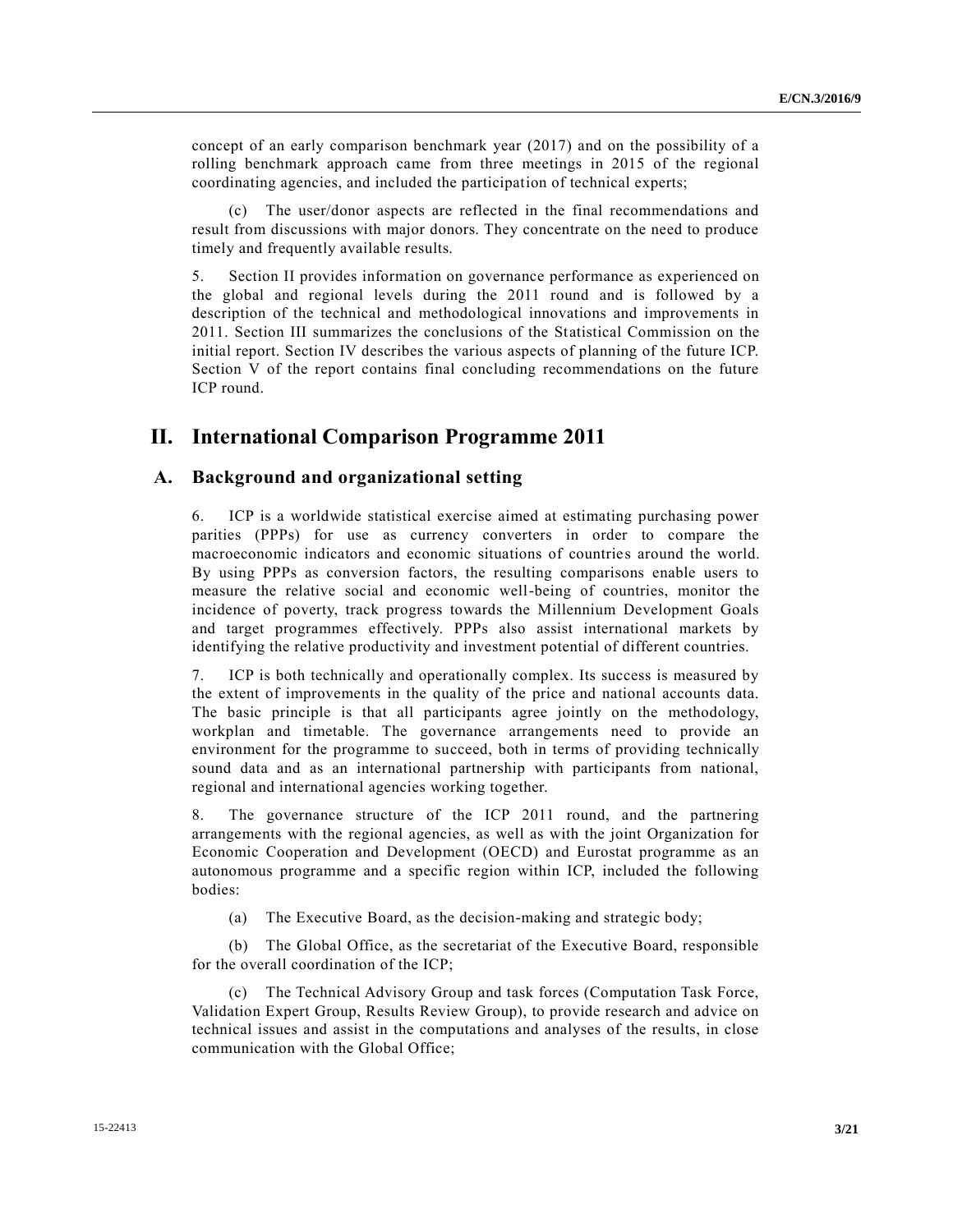concept of an early comparison benchmark year (2017) and on the possibility of a rolling benchmark approach came from three meetings in 2015 of the regional coordinating agencies, and included the participation of technical experts;

(c) The user/donor aspects are reflected in the final recommendations and result from discussions with major donors. They concentrate on the need to produce timely and frequently available results.

5. Section II provides information on governance performance as experienced on the global and regional levels during the 2011 round and is followed by a description of the technical and methodological innovations and improvements in 2011. Section III summarizes the conclusions of the Statistical Commission on the initial report. Section IV describes the various aspects of planning of the future ICP. Section V of the report contains final concluding recommendations on the future ICP round.

# II. International Comparison Programme 2011

## A. Background and organizational setting

6. ICP is a worldwide statistical exercise aimed at estimating purchasing power parities (PPPs) for use as currency converters in order to compare the macroeconomic indicators and economic situations of countries around the world. By using PPPs as conversion factors, the resulting comparisons enable users to measure the relative social and economic well-being of countries, monitor the incidence of poverty, track progress towards the Millennium Development Goals and target programmes effectively. PPPs also assist international markets by identifying the relative productivity and investment potential of different countries.

7. ICP is both technically and operationally complex. Its success is measured by the extent of improvements in the quality of the price and national accounts data. The basic principle is that all participants agree jointly on the methodology, workplan and timetable. The governance arrangements need to provide an environment for the programme to succeed, both in terms of providing technically sound data and as an international partnership with participants from national, regional and international agencies working together.

8. The governance structure of the ICP 2011 round, and the partnering arrangements with the regional agencies, as well as with the joint Organization for Economic Cooperation and Development (OECD) and Eurostat programme as an autonomous programme and a specific region within ICP, included the following bodies:

(a) The Executive Board, as the decision-making and strategic body;

(b) The Global Office, as the secretariat of the Executive Board, responsible for the overall coordination of the ICP;

(c) The Technical Advisory Group and task forces (Computation Task Force, Validation Expert Group, Results Review Group), to provide research and advice on technical issues and assist in the computations and analyses of the results, in close communication with the Global Office;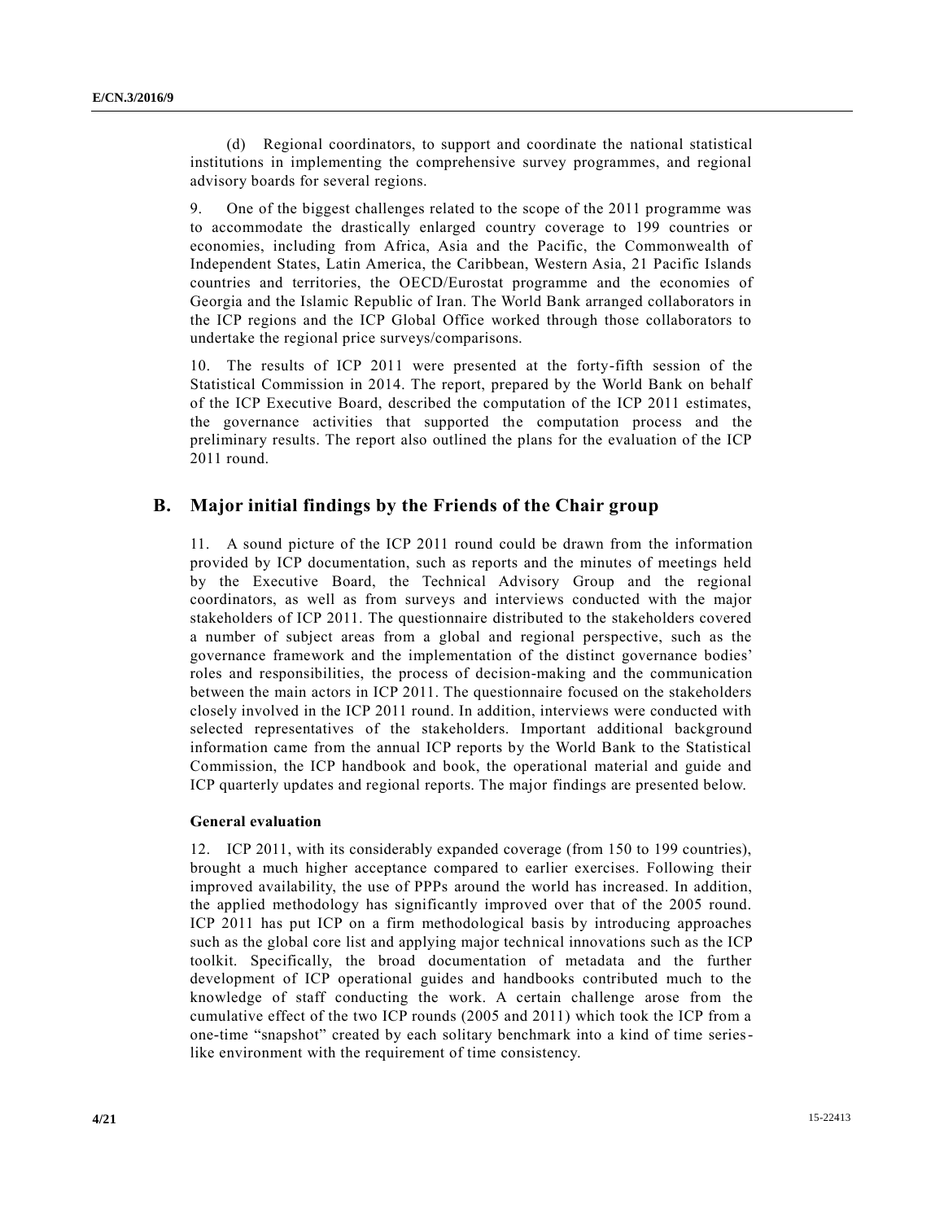(d) Regional coordinators, to support and coordinate the national statistical institutions in implementing the comprehensive survey programmes, and regional advisory boards for several regions.

9. One of the biggest challenges related to the scope of the 2011 programme was to accommodate the drastically enlarged country coverage to 199 countries or economies, including from Africa, Asia and the Pacific, the Commonwealth of Independent States, Latin America, the Caribbean, Western Asia, 21 Pacific Islands countries and territories, the OECD/Eurostat programme and the economies of Georgia and the Islamic Republic of Iran. The World Bank arranged collaborators in the ICP regions and the ICP Global Office worked through those collaborators to undertake the regional price surveys/comparisons.

10. The results of ICP 2011 were presented at the forty-fifth session of the Statistical Commission in 2014. The report, prepared by the World Bank on behalf of the ICP Executive Board, described the computation of the ICP 2011 estimates, the governance activities that supported the computation process and the preliminary results. The report also outlined the plans for the evaluation of the ICP 2011 round.

## B. Major initial findings by the Friends of the Chair group

11. A sound picture of the ICP 2011 round could be drawn from the information provided by ICP documentation, such as reports and the minutes of meetings held by the Executive Board, the Technical Advisory Group and the regional coordinators, as well as from surveys and interviews conducted with the major stakeholders of ICP 2011. The questionnaire distributed to the stakeholders covered a number of subject areas from a global and regional perspective, such as the governance framework and the implementation of the distinct governance bodies' roles and responsibilities, the process of decision-making and the communication between the main actors in ICP 2011. The questionnaire focused on the stakeholders closely involved in the ICP 2011 round. In addition, interviews were conducted with selected representatives of the stakeholders. Important additional background information came from the annual ICP reports by the World Bank to the Statistical Commission, the ICP handbook and book, the operational material and guide and ICP quarterly updates and regional reports. The major findings are presented below.

### General evaluation

12. ICP 2011, with its considerably expanded coverage (from 150 to 199 countries), brought a much higher acceptance compared to earlier exercises. Following their improved availability, the use of PPPs around the world has increased. In addition, the applied methodology has significantly improved over that of the 2005 round. ICP 2011 has put ICP on a firm methodological basis by introducing approaches such as the global core list and applying major technical innovations such as the ICP toolkit. Specifically, the broad documentation of metadata and the further development of ICP operational guides and handbooks contributed much to the knowledge of staff conducting the work. A certain challenge arose from the cumulative effect of the two ICP rounds (2005 and 2011) which took the ICP from a one-time "snapshot" created by each solitary benchmark into a kind of time series-like environment with the requirement of time consistency.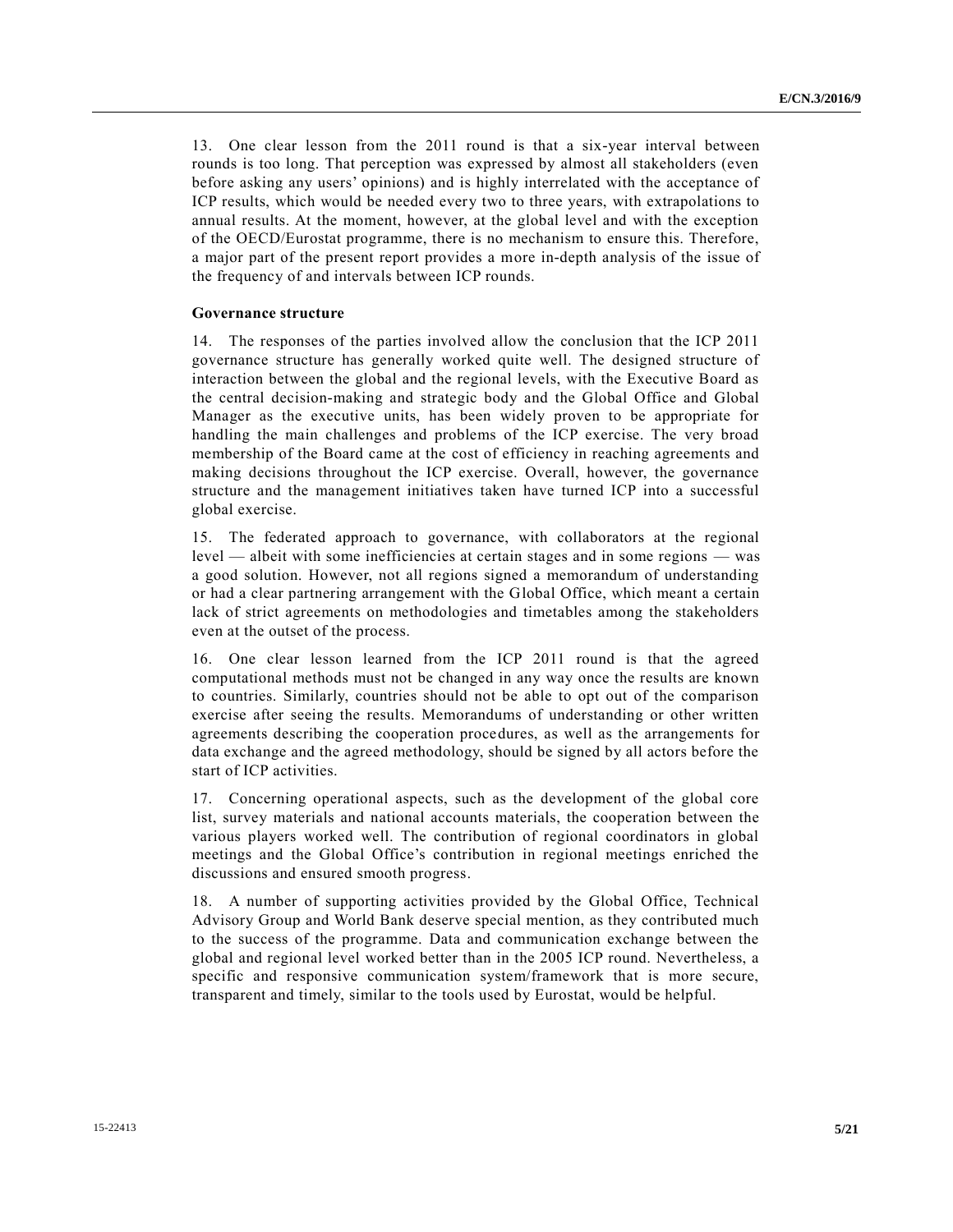13. One clear lesson from the 2011 round is that a six-year interval between rounds is too long. That perception was expressed by almost all stakeholders (even before asking any users' opinions) and is highly interrelated with the acceptance of ICP results, which would be needed every two to three years, with extrapolations to annual results. At the moment, however, at the global level and with the exception of the OECD/Eurostat programme, there is no mechanism to ensure this. Therefore, a major part of the present report provides a more in-depth analysis of the issue of the frequency of and intervals between ICP rounds.

**Governance structure**

14. The responses of the parties involved allow the conclusion that the ICP 2011 governance structure has generally worked quite well. The designed structure of interaction between the global and the regional levels, with the Executive Board as the central decision-making and strategic body and the Global Office and Global Manager as the executive units, has been widely proven to be appropriate for handling the main challenges and problems of the ICP exercise. The very broad membership of the Board came at the cost of efficiency in reaching agreements and making decisions throughout the ICP exercise. Overall, however, the governance structure and the management initiatives taken have turned ICP into a successful global exercise.

15. The federated approach to governance, with collaborators at the regional level — albeit with some inefficiencies at certain stages and in some regions — was a good solution. However, not all regions signed a memorandum of understanding or had a clear partnering arrangement with the Global Office, which meant a certain lack of strict agreements on methodologies and timetables among the stakeholders even at the outset of the process.

16. One clear lesson learned from the ICP 2011 round is that the agreed computational methods must not be changed in any way once the results are known to countries. Similarly, countries should not be able to opt out of the comparison exercise after seeing the results. Memorandums of understanding or other written agreements describing the cooperation procedures, as well as the arrangements for data exchange and the agreed methodology, should be signed by all actors before the start of ICP activities.

17. Concerning operational aspects, such as the development of the global core list, survey materials and national accounts materials, the cooperation between the various players worked well. The contribution of regional coordinators in global meetings and the Global Office's contribution in regional meetings enriched the discussions and ensured smooth progress.

18. A number of supporting activities provided by the Global Office, Technical Advisory Group and World Bank deserve special mention, as they contributed much to the success of the programme. Data and communication exchange between the global and regional level worked better than in the 2005 ICP round. Nevertheless, a specific and responsive communication system/framework that is more secure, transparent and timely, similar to the tools used by Eurostat, would be helpful.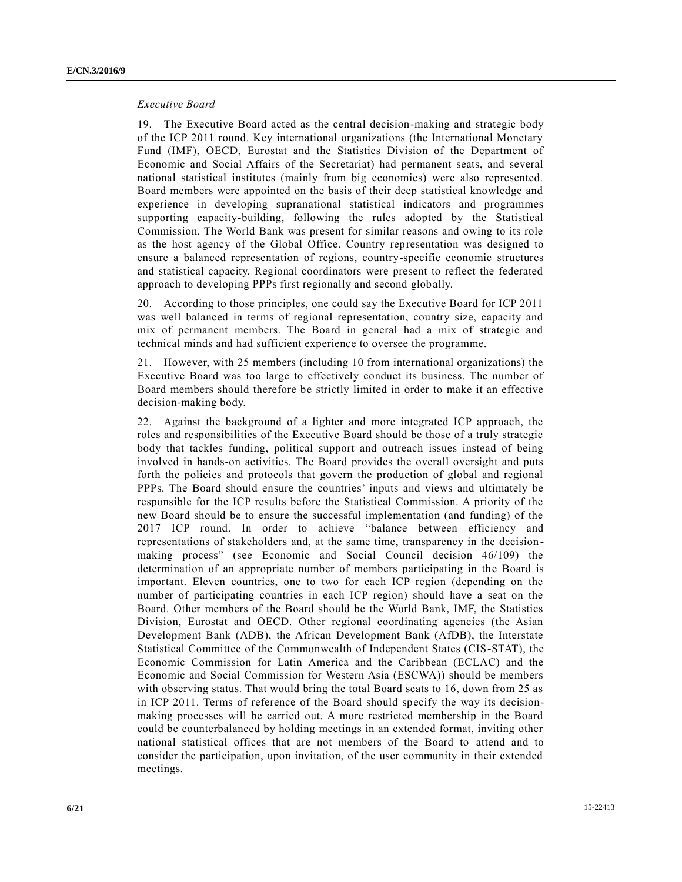*Executive Board*

19. The Executive Board acted as the central decision-making and strategic body of the ICP 2011 round. Key international organizations (the International Monetary Fund (IMF), OECD, Eurostat and the Statistics Division of the Department of Economic and Social Affairs of the Secretariat) had permanent seats, and several national statistical institutes (mainly from big economies) were also represented. Board members were appointed on the basis of their deep statistical knowledge and experience in developing supranational statistical indicators and programmes supporting capacity-building, following the rules adopted by the Statistical Commission. The World Bank was present for similar reasons and owing to its role as the host agency of the Global Office. Country representation was designed to ensure a balanced representation of regions, country-specific economic structures and statistical capacity. Regional coordinators were present to reflect the federated approach to developing PPPs first regionally and second globally.

20. According to those principles, one could say the Executive Board for ICP 2011 was well balanced in terms of regional representation, country size, capacity and mix of permanent members. The Board in general had a mix of strategic and technical minds and had sufficient experience to oversee the programme.

21. However, with 25 members (including 10 from international organizations) the Executive Board was too large to effectively conduct its business. The number of Board members should therefore be strictly limited in order to make it an effective decision-making body.

22. Against the background of a lighter and more integrated ICP approach, the roles and responsibilities of the Executive Board should be those of a truly strategic body that tackles funding, political support and outreach issues instead of being involved in hands-on activities. The Board provides the overall oversight and puts forth the policies and protocols that govern the production of global and regional PPPs. The Board should ensure the countries' inputs and views and ultimately be responsible for the ICP results before the Statistical Commission. A priority of the new Board should be to ensure the successful implementation (and funding) of the 2017 ICP round. In order to achieve "balance between efficiency and representations of stakeholders and, at the same time, transparency in the decision-making process" (see Economic and Social Council decision 46/109) the determination of an appropriate number of members participating in the Board is important. Eleven countries, one to two for each ICP region (depending on the number of participating countries in each ICP region) should have a seat on the Board. Other members of the Board should be the World Bank, IMF, the Statistics Division, Eurostat and OECD. Other regional coordinating agencies (the Asian Development Bank (ADB), the African Development Bank (AfDB), the Interstate Statistical Committee of the Commonwealth of Independent States (CIS-STAT), the Economic Commission for Latin America and the Caribbean (ECLAC) and the Economic and Social Commission for Western Asia (ESCWA)) should be members with observing status. That would bring the total Board seats to 16, down from 25 as in ICP 2011. Terms of reference of the Board should specify the way its decision-making processes will be carried out. A more restricted membership in the Board could be counterbalanced by holding meetings in an extended format, inviting other national statistical offices that are not members of the Board to attend and to consider the participation, upon invitation, of the user community in their extended meetings.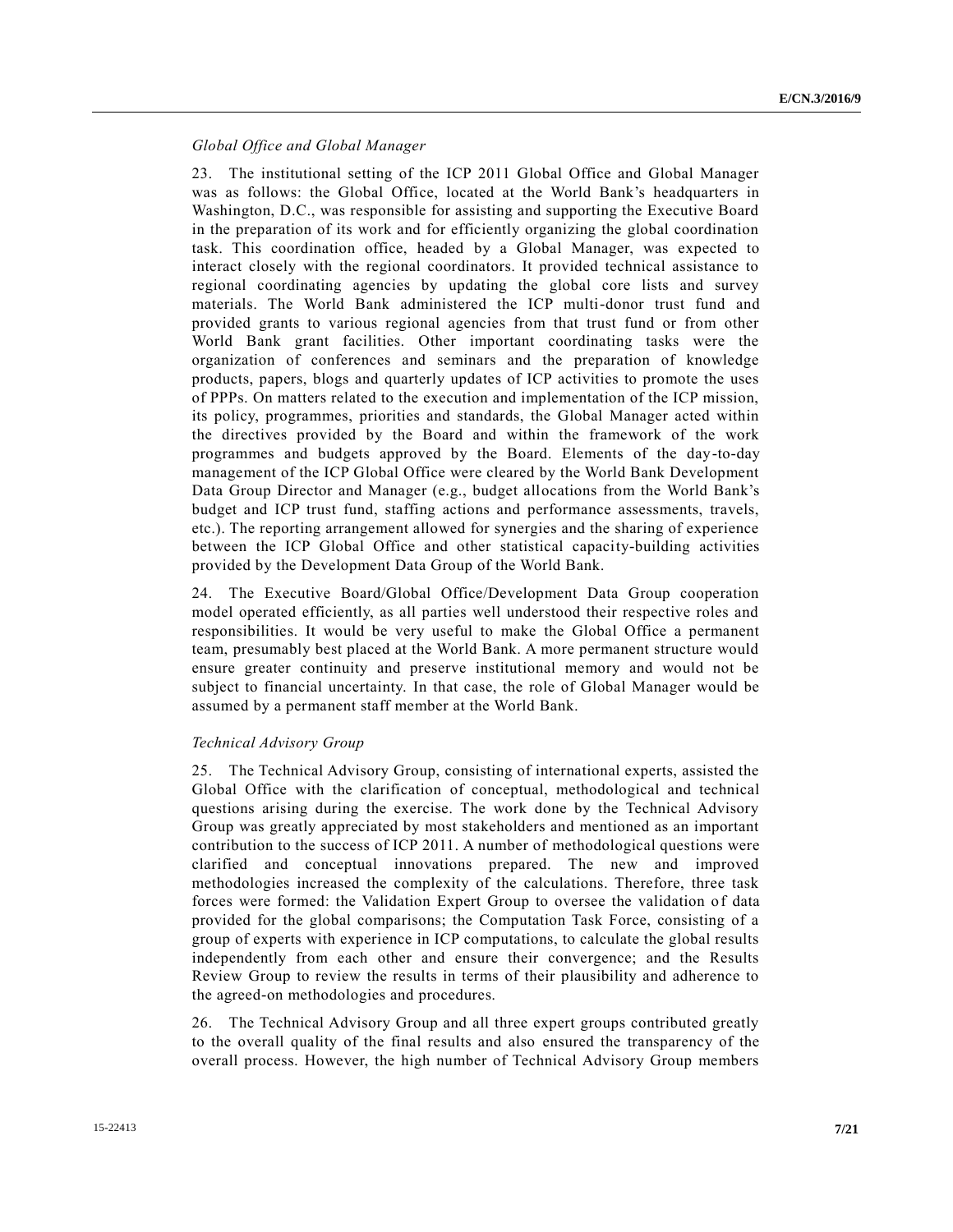*Global Office and Global Manager*

23. The institutional setting of the ICP 2011 Global Office and Global Manager was as follows: the Global Office, located at the World Bank's headquarters in Washington, D.C., was responsible for assisting and supporting the Executive Board in the preparation of its work and for efficiently organizing the global coordination task. This coordination office, headed by a Global Manager, was expected to interact closely with the regional coordinators. It provided technical assistance to regional coordinating agencies by updating the global core lists and survey materials. The World Bank administered the ICP multi-donor trust fund and provided grants to various regional agencies from that trust fund or from other World Bank grant facilities. Other important coordinating tasks were the organization of conferences and seminars and the preparation of knowledge products, papers, blogs and quarterly updates of ICP activities to promote the uses of PPPs. On matters related to the execution and implementation of the ICP mission, its policy, programmes, priorities and standards, the Global Manager acted within the directives provided by the Board and within the framework of the work programmes and budgets approved by the Board. Elements of the day-to-day management of the ICP Global Office were cleared by the World Bank Development Data Group Director and Manager (e.g., budget allocations from the World Bank's budget and ICP trust fund, staffing actions and performance assessments, travels, etc.). The reporting arrangement allowed for synergies and the sharing of experience between the ICP Global Office and other statistical capacity-building activities provided by the Development Data Group of the World Bank.

24. The Executive Board/Global Office/Development Data Group cooperation model operated efficiently, as all parties well understood their respective roles and responsibilities. It would be very useful to make the Global Office a permanent team, presumably best placed at the World Bank. A more permanent structure would ensure greater continuity and preserve institutional memory and would not be subject to financial uncertainty. In that case, the role of Global Manager would be assumed by a permanent staff member at the World Bank.

*Technical Advisory Group*

25. The Technical Advisory Group, consisting of international experts, assisted the Global Office with the clarification of conceptual, methodological and technical questions arising during the exercise. The work done by the Technical Advisory Group was greatly appreciated by most stakeholders and mentioned as an important contribution to the success of ICP 2011. A number of methodological questions were clarified and conceptual innovations prepared. The new and improved methodologies increased the complexity of the calculations. Therefore, three task forces were formed: the Validation Expert Group to oversee the validation of data provided for the global comparisons; the Computation Task Force, consisting of a group of experts with experience in ICP computations, to calculate the global results independently from each other and ensure their convergence; and the Results Review Group to review the results in terms of their plausibility and adherence to the agreed-on methodologies and procedures.

26. The Technical Advisory Group and all three expert groups contributed greatly to the overall quality of the final results and also ensured the transparency of the overall process. However, the high number of Technical Advisory Group members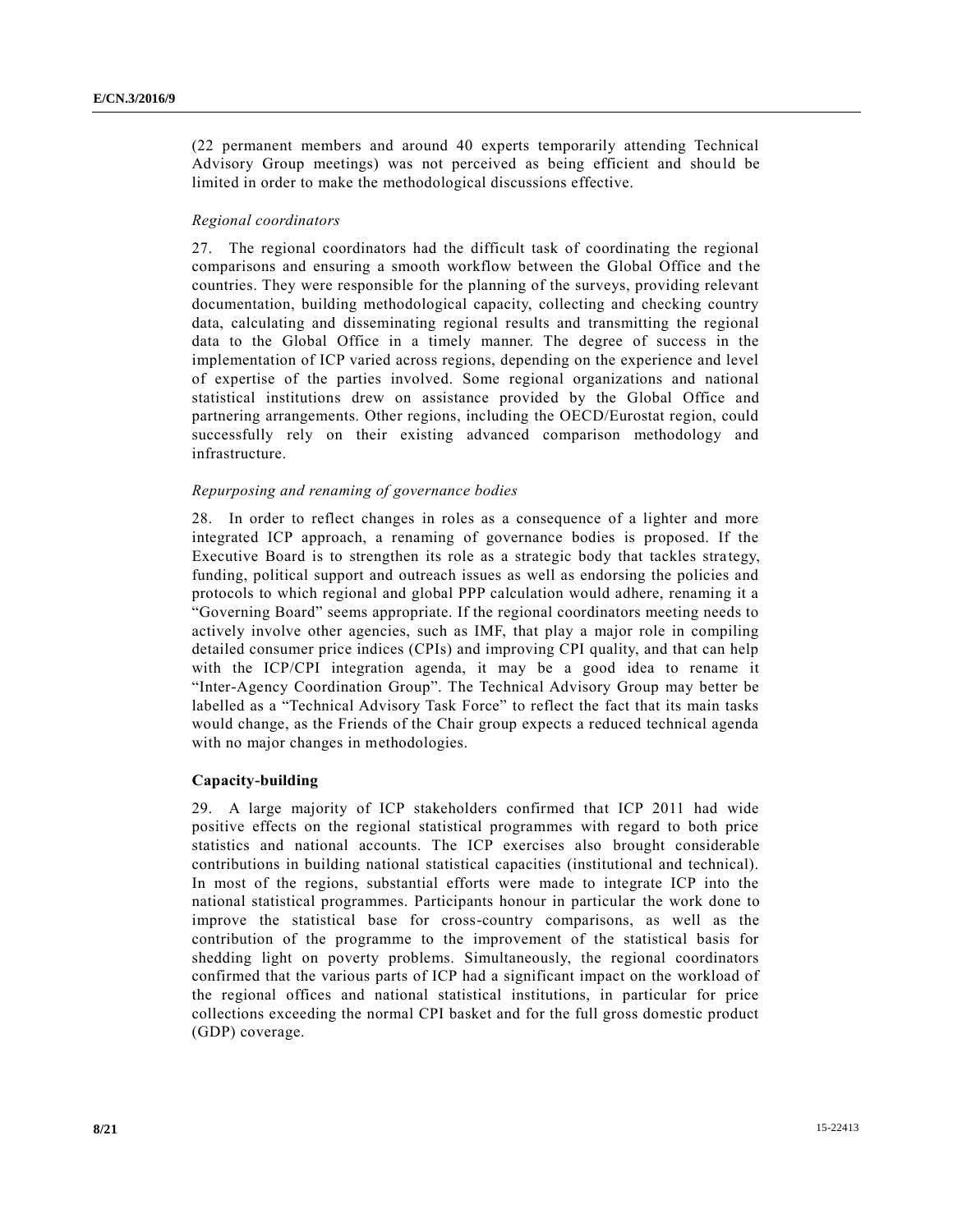(22 permanent members and around 40 experts temporarily attending Technical Advisory Group meetings) was not perceived as being efficient and should be limited in order to make the methodological discussions effective.

*Regional coordinators*

27. The regional coordinators had the difficult task of coordinating the regional comparisons and ensuring a smooth workflow between the Global Office and the countries. They were responsible for the planning of the surveys, providing relevant documentation, building methodological capacity, collecting and checking country data, calculating and disseminating regional results and transmitting the regional data to the Global Office in a timely manner. The degree of success in the implementation of ICP varied across regions, depending on the experience and level of expertise of the parties involved. Some regional organizations and national statistical institutions drew on assistance provided by the Global Office and partnering arrangements. Other regions, including the OECD/Eurostat region, could successfully rely on their existing advanced comparison methodology and infrastructure.

*Repurposing and renaming of governance bodies*

28. In order to reflect changes in roles as a consequence of a lighter and more integrated ICP approach, a renaming of governance bodies is proposed. If the Executive Board is to strengthen its role as a strategic body that tackles strategy, funding, political support and outreach issues as well as endorsing the policies and protocols to which regional and global PPP calculation would adhere, renaming it a "Governing Board" seems appropriate. If the regional coordinators meeting needs to actively involve other agencies, such as IMF, that play a major role in compiling detailed consumer price indices (CPIs) and improving CPI quality, and that can help with the ICP/CPI integration agenda, it may be a good idea to rename it "Inter-Agency Coordination Group". The Technical Advisory Group may better be labelled as a "Technical Advisory Task Force" to reflect the fact that its main tasks would change, as the Friends of the Chair group expects a reduced technical agenda with no major changes in methodologies.

**Capacity-building**

29. A large majority of ICP stakeholders confirmed that ICP 2011 had wide positive effects on the regional statistical programmes with regard to both price statistics and national accounts. The ICP exercises also brought considerable contributions in building national statistical capacities (institutional and technical). In most of the regions, substantial efforts were made to integrate ICP into the national statistical programmes. Participants honour in particular the work done to improve the statistical base for cross-country comparisons, as well as the contribution of the programme to the improvement of the statistical basis for shedding light on poverty problems. Simultaneously, the regional coordinators confirmed that the various parts of ICP had a significant impact on the workload of the regional offices and national statistical institutions, in particular for price collections exceeding the normal CPI basket and for the full gross domestic product (GDP) coverage.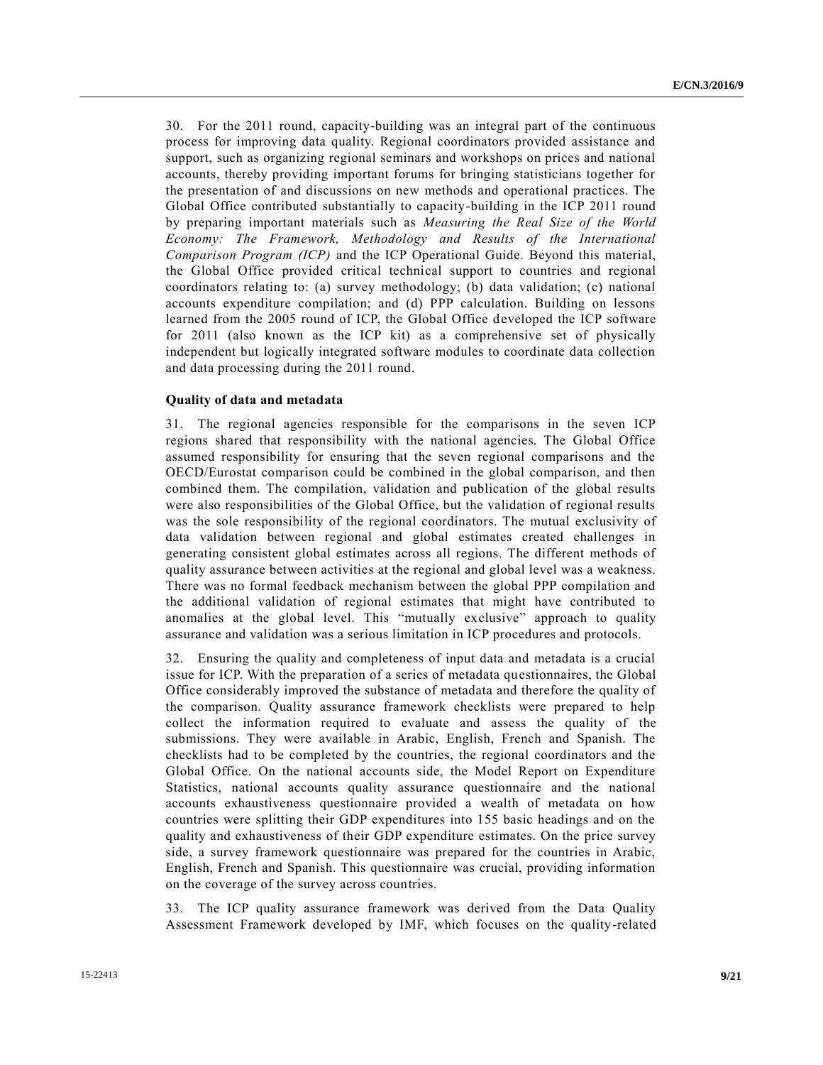30. For the 2011 round, capacity-building was an integral part of the continuous process for improving data quality. Regional coordinators provided assistance and support, such as organizing regional seminars and workshops on prices and national accounts, thereby providing important forums for bringing statisticians together for the presentation of and discussions on new methods and operational practices. The Global Office contributed substantially to capacity-building in the ICP 2011 round by preparing important materials such as *Measuring the Real Size of the World Economy: The Framework, Methodology and Results of the International Comparison Program (ICP)* and the ICP Operational Guide. Beyond this material, the Global Office provided critical technical support to countries and regional coordinators relating to: (a) survey methodology; (b) data validation; (c) national accounts expenditure compilation; and (d) PPP calculation. Building on lessons learned from the 2005 round of ICP, the Global Office developed the ICP software for 2011 (also known as the ICP kit) as a comprehensive set of physically independent but logically integrated software modules to coordinate data collection and data processing during the 2011 round.

**Quality of data and metadata**

31. The regional agencies responsible for the comparisons in the seven ICP regions shared that responsibility with the national agencies. The Global Office assumed responsibility for ensuring that the seven regional comparisons and the OECD/Eurostat comparison could be combined in the global comparison, and then combined them. The compilation, validation and publication of the global results were also responsibilities of the Global Office, but the validation of regional results was the sole responsibility of the regional coordinators. The mutual exclusivity of data validation between regional and global estimates created challenges in generating consistent global estimates across all regions. The different methods of quality assurance between activities at the regional and global level was a weakness. There was no formal feedback mechanism between the global PPP compilation and the additional validation of regional estimates that might have contributed to anomalies at the global level. This "mutually exclusive" approach to quality assurance and validation was a serious limitation in ICP procedures and protocols.

32. Ensuring the quality and completeness of input data and metadata is a crucial issue for ICP. With the preparation of a series of metadata questionnaires, the Global Office considerably improved the substance of metadata and therefore the quality of the comparison. Quality assurance framework checklists were prepared to help collect the information required to evaluate and assess the quality of the submissions. They were available in Arabic, English, French and Spanish. The checklists had to be completed by the countries, the regional coordinators and the Global Office. On the national accounts side, the Model Report on Expenditure Statistics, national accounts quality assurance questionnaire and the national accounts exhaustiveness questionnaire provided a wealth of metadata on how countries were splitting their GDP expenditures into 155 basic headings and on the quality and exhaustiveness of their GDP expenditure estimates. On the price survey side, a survey framework questionnaire was prepared for the countries in Arabic, English, French and Spanish. This questionnaire was crucial, providing information on the coverage of the survey across countries.

33. The ICP quality assurance framework was derived from the Data Quality Assessment Framework developed by IMF, which focuses on the quality-related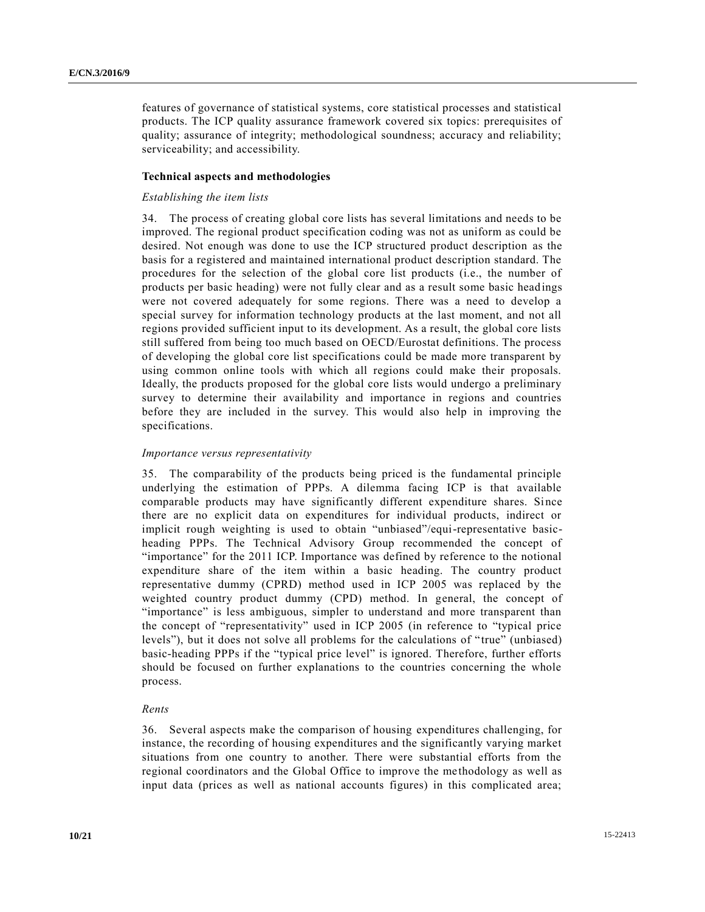features of governance of statistical systems, core statistical processes and statistical products. The ICP quality assurance framework covered six topics: prerequisites of quality; assurance of integrity; methodological soundness; accuracy and reliability; serviceability; and accessibility.

**Technical aspects and methodologies**

*Establishing the item lists*

34. The process of creating global core lists has several limitations and needs to be improved. The regional product specification coding was not as uniform as could be desired. Not enough was done to use the ICP structured product description as the basis for a registered and maintained international product description standard. The procedures for the selection of the global core list products (i.e., the number of products per basic heading) were not fully clear and as a result some basic headings were not covered adequately for some regions. There was a need to develop a special survey for information technology products at the last moment, and not all regions provided sufficient input to its development. As a result, the global core lists still suffered from being too much based on OECD/Eurostat definitions. The process of developing the global core list specifications could be made more transparent by using common online tools with which all regions could make their proposals. Ideally, the products proposed for the global core lists would undergo a preliminary survey to determine their availability and importance in regions and countries before they are included in the survey. This would also help in improving the specifications.

*Importance versus representativity*

35. The comparability of the products being priced is the fundamental principle underlying the estimation of PPPs. A dilemma facing ICP is that available comparable products may have significantly different expenditure shares. Since there are no explicit data on expenditures for individual products, indirect or implicit rough weighting is used to obtain "unbiased"/equi-representative basic-heading PPPs. The Technical Advisory Group recommended the concept of "importance" for the 2011 ICP. Importance was defined by reference to the notional expenditure share of the item within a basic heading. The country product representative dummy (CPRD) method used in ICP 2005 was replaced by the weighted country product dummy (CPD) method. In general, the concept of "importance" is less ambiguous, simpler to understand and more transparent than the concept of "representativity" used in ICP 2005 (in reference to "typical price levels"), but it does not solve all problems for the calculations of "true" (unbiased) basic-heading PPPs if the "typical price level" is ignored. Therefore, further efforts should be focused on further explanations to the countries concerning the whole process.

*Rents*

36. Several aspects make the comparison of housing expenditures challenging, for instance, the recording of housing expenditures and the significantly varying market situations from one country to another. There were substantial efforts from the regional coordinators and the Global Office to improve the methodology as well as input data (prices as well as national accounts figures) in this complicated area;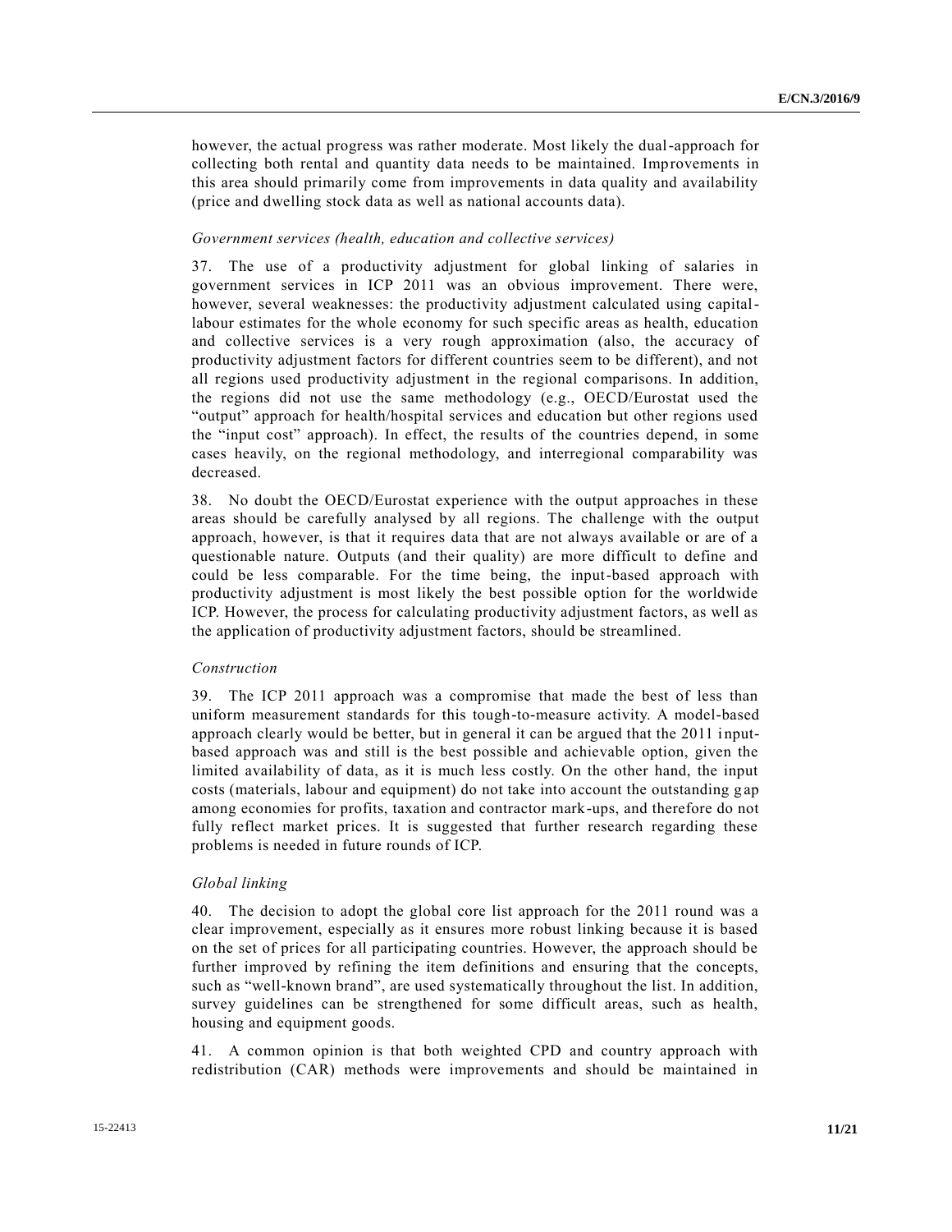however, the actual progress was rather moderate. Most likely the dual-approach for collecting both rental and quantity data needs to be maintained. Improvements in this area should primarily come from improvements in data quality and availability (price and dwelling stock data as well as national accounts data).

*Government services (health, education and collective services)*

37. The use of a productivity adjustment for global linking of salaries in government services in ICP 2011 was an obvious improvement. There were, however, several weaknesses: the productivity adjustment calculated using capital-labour estimates for the whole economy for such specific areas as health, education and collective services is a very rough approximation (also, the accuracy of productivity adjustment factors for different countries seem to be different), and not all regions used productivity adjustment in the regional comparisons. In addition, the regions did not use the same methodology (e.g., OECD/Eurostat used the "output" approach for health/hospital services and education but other regions used the "input cost" approach). In effect, the results of the countries depend, in some cases heavily, on the regional methodology, and interregional comparability was decreased.

38. No doubt the OECD/Eurostat experience with the output approaches in these areas should be carefully analysed by all regions. The challenge with the output approach, however, is that it requires data that are not always available or are of a questionable nature. Outputs (and their quality) are more difficult to define and could be less comparable. For the time being, the input-based approach with productivity adjustment is most likely the best possible option for the worldwide ICP. However, the process for calculating productivity adjustment factors, as well as the application of productivity adjustment factors, should be streamlined.

*Construction*

39. The ICP 2011 approach was a compromise that made the best of less than uniform measurement standards for this tough-to-measure activity. A model-based approach clearly would be better, but in general it can be argued that the 2011 input-based approach was and still is the best possible and achievable option, given the limited availability of data, as it is much less costly. On the other hand, the input costs (materials, labour and equipment) do not take into account the outstanding gap among economies for profits, taxation and contractor mark-ups, and therefore do not fully reflect market prices. It is suggested that further research regarding these problems is needed in future rounds of ICP.

*Global linking*

40. The decision to adopt the global core list approach for the 2011 round was a clear improvement, especially as it ensures more robust linking because it is based on the set of prices for all participating countries. However, the approach should be further improved by refining the item definitions and ensuring that the concepts, such as "well-known brand", are used systematically throughout the list. In addition, survey guidelines can be strengthened for some difficult areas, such as health, housing and equipment goods.

41. A common opinion is that both weighted CPD and country approach with redistribution (CAR) methods were improvements and should be maintained in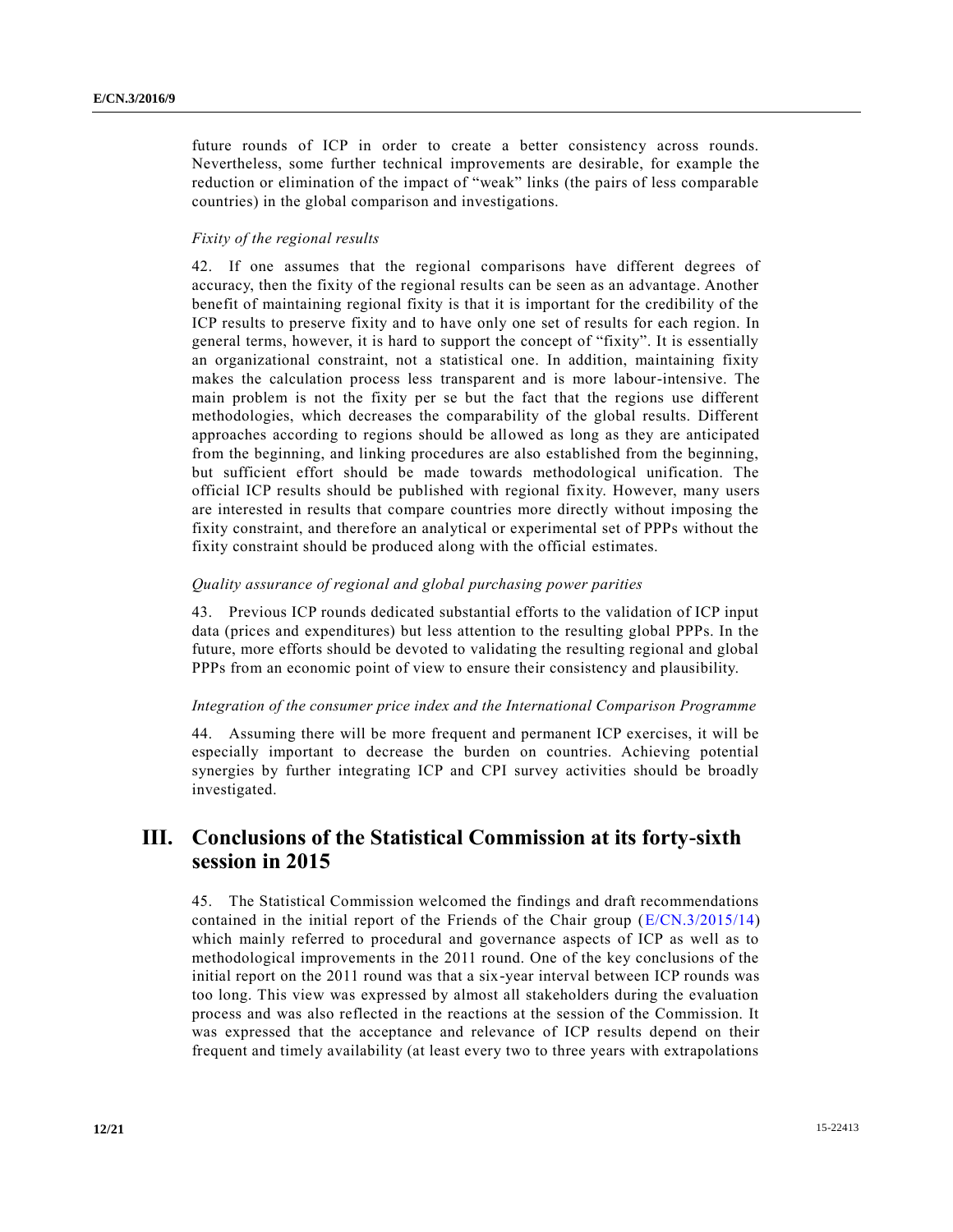future rounds of ICP in order to create a better consistency across rounds. Nevertheless, some further technical improvements are desirable, for example the reduction or elimination of the impact of "weak" links (the pairs of less comparable countries) in the global comparison and investigations.

*Fixity of the regional results*

42. If one assumes that the regional comparisons have different degrees of accuracy, then the fixity of the regional results can be seen as an advantage. Another benefit of maintaining regional fixity is that it is important for the credibility of the ICP results to preserve fixity and to have only one set of results for each region. In general terms, however, it is hard to support the concept of "fixity". It is essentially an organizational constraint, not a statistical one. In addition, maintaining fixity makes the calculation process less transparent and is more labour-intensive. The main problem is not the fixity per se but the fact that the regions use different methodologies, which decreases the comparability of the global results. Different approaches according to regions should be allowed as long as they are anticipated from the beginning, and linking procedures are also established from the beginning, but sufficient effort should be made towards methodological unification. The official ICP results should be published with regional fixity. However, many users are interested in results that compare countries more directly without imposing the fixity constraint, and therefore an analytical or experimental set of PPPs without the fixity constraint should be produced along with the official estimates.

*Quality assurance of regional and global purchasing power parities*

43. Previous ICP rounds dedicated substantial efforts to the validation of ICP input data (prices and expenditures) but less attention to the resulting global PPPs. In the future, more efforts should be devoted to validating the resulting regional and global PPPs from an economic point of view to ensure their consistency and plausibility.

*Integration of the consumer price index and the International Comparison Programme*

44. Assuming there will be more frequent and permanent ICP exercises, it will be especially important to decrease the burden on countries. Achieving potential synergies by further integrating ICP and CPI survey activities should be broadly investigated.

# III. Conclusions of the Statistical Commission at its forty-sixth session in 2015

45. The Statistical Commission welcomed the findings and draft recommendations contained in the initial report of the Friends of the Chair group (E/CN.3/2015/14) which mainly referred to procedural and governance aspects of ICP as well as to methodological improvements in the 2011 round. One of the key conclusions of the initial report on the 2011 round was that a six-year interval between ICP rounds was too long. This view was expressed by almost all stakeholders during the evaluation process and was also reflected in the reactions at the session of the Commission. It was expressed that the acceptance and relevance of ICP results depend on their frequent and timely availability (at least every two to three years with extrapolations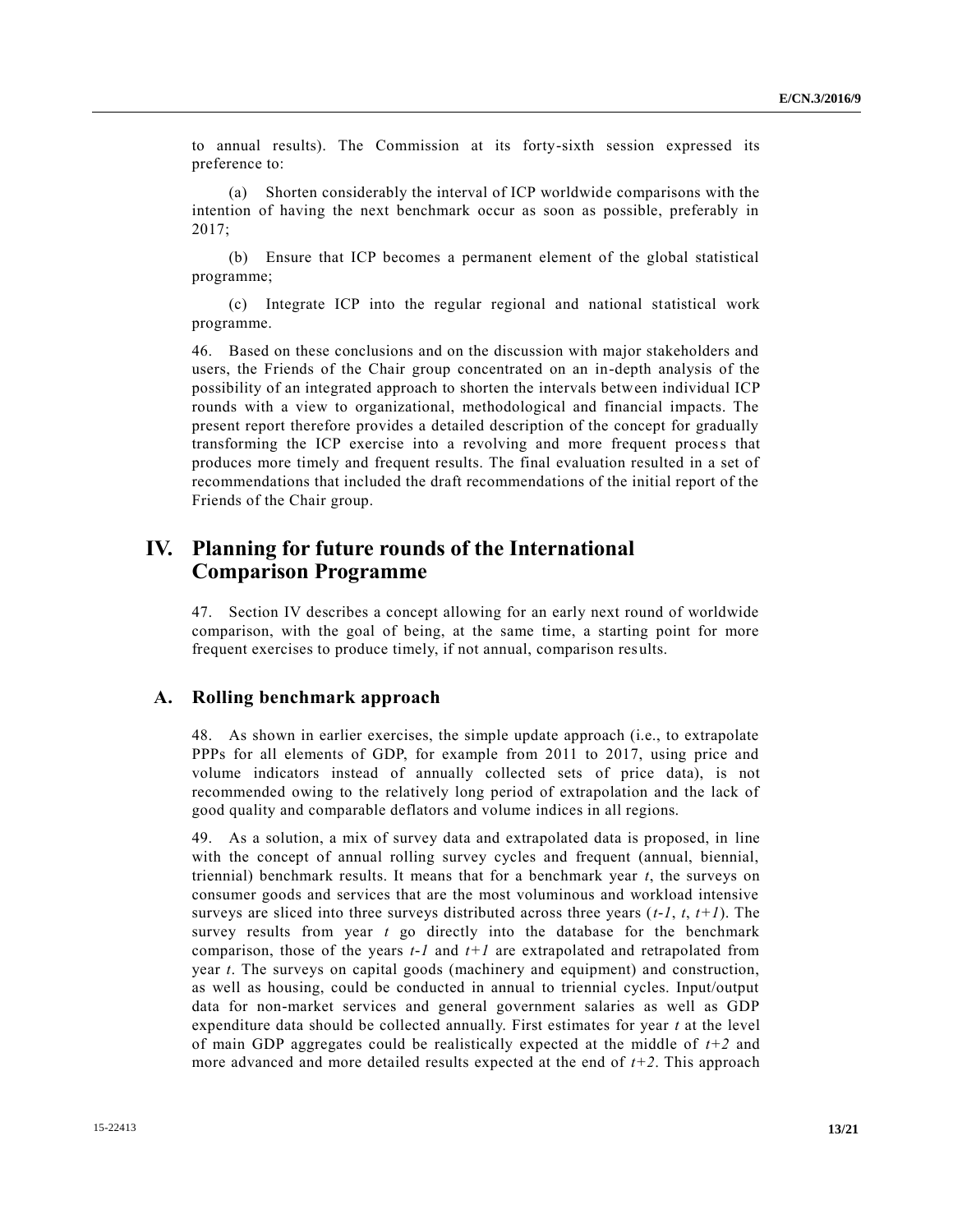to annual results). The Commission at its forty-sixth session expressed its preference to:

(a) Shorten considerably the interval of ICP worldwide comparisons with the intention of having the next benchmark occur as soon as possible, preferably in 2017;

(b) Ensure that ICP becomes a permanent element of the global statistical programme;

(c) Integrate ICP into the regular regional and national statistical work programme.

46. Based on these conclusions and on the discussion with major stakeholders and users, the Friends of the Chair group concentrated on an in-depth analysis of the possibility of an integrated approach to shorten the intervals between individual ICP rounds with a view to organizational, methodological and financial impacts. The present report therefore provides a detailed description of the concept for gradually transforming the ICP exercise into a revolving and more frequent process that produces more timely and frequent results. The final evaluation resulted in a set of recommendations that included the draft recommendations of the initial report of the Friends of the Chair group.

# IV. Planning for future rounds of the International Comparison Programme

47. Section IV describes a concept allowing for an early next round of worldwide comparison, with the goal of being, at the same time, a starting point for more frequent exercises to produce timely, if not annual, comparison results.

## A. Rolling benchmark approach

48. As shown in earlier exercises, the simple update approach (i.e., to extrapolate PPPs for all elements of GDP, for example from 2011 to 2017, using price and volume indicators instead of annually collected sets of price data), is not recommended owing to the relatively long period of extrapolation and the lack of good quality and comparable deflators and volume indices in all regions.

49. As a solution, a mix of survey data and extrapolated data is proposed, in line with the concept of annual rolling survey cycles and frequent (annual, biennial, triennial) benchmark results. It means that for a benchmark year $t$, the surveys on consumer goods and services that are the most voluminous and workload intensive surveys are sliced into three surveys distributed across three years ($t-1$, $t$, $t+1$). The survey results from year $t$ go directly into the database for the benchmark comparison, those of the years $t-1$ and $t+1$ are extrapolated and retrapolated from year $t$. The surveys on capital goods (machinery and equipment) and construction, as well as housing, could be conducted in annual to triennial cycles. Input/output data for non-market services and general government salaries as well as GDP expenditure data should be collected annually. First estimates for year $t$ at the level of main GDP aggregates could be realistically expected at the middle of $t+2$ and more advanced and more detailed results expected at the end of $t+2$. This approach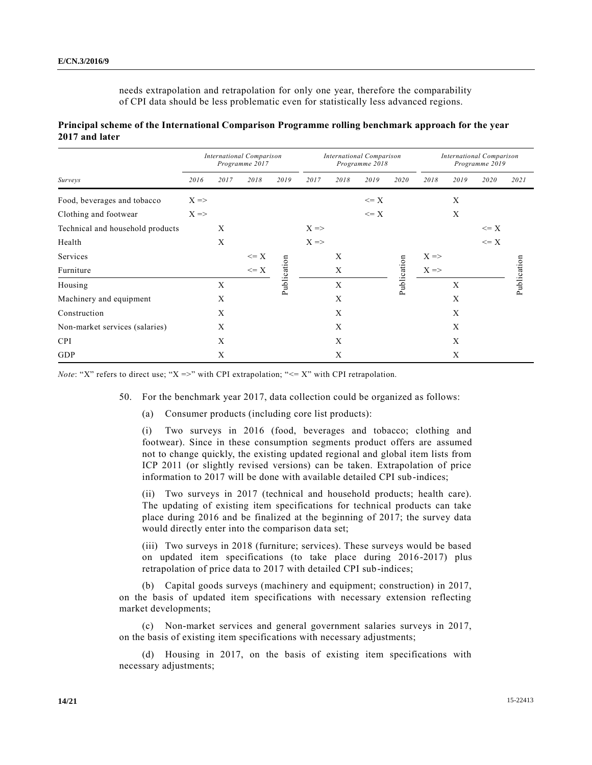needs extrapolation and retrapolation for only one year, therefore the comparability of CPI data should be less problematic even for statistically less advanced regions.

**Principal scheme of the International Comparison Programme rolling benchmark approach for the year 2017 and later**

| | *International Comparison Programme 2017* | | | | *International Comparison Programme 2018* | | | | *International Comparison Programme 2019* | | | |
|---|---|---|---|---|---|---|---|---|---|---|---|---|
| *Surveys* | *2016* | *2017* | *2018* | *2019* | *2017* | *2018* | *2019* | *2020* | *2018* | *2019* | *2020* | *2021* |
| Food, beverages and tobacco | X => | | | | | | <= X | | | X | | |
| Clothing and footwear | X => | | | | | | <= X | | | X | | |
| Technical and household products | | X | | | X => | | | | | | <= X | |
| Health | | X | | | X => | | | | | | <= X | |
| Services | | | <= X | | | X | | | X => | | | |
| Furniture | | | <= X | Publication | | X | | Publication | X => | | | Publication |
| Housing | | X | | | | X | | | | X | | |
| Machinery and equipment | | X | | | | X | | | | X | | |
| Construction | | X | | | | X | | | | X | | |
| Non-market services (salaries) | | X | | | | X | | | | X | | |
| CPI | | X | | | | X | | | | X | | |
| GDP | | X | | | | X | | | | X | | |

*Note*: "X" refers to direct use; "X =>" with CPI extrapolation; "<= X" with CPI retrapolation.

50. For the benchmark year 2017, data collection could be organized as follows:

(a) Consumer products (including core list products):

(i) Two surveys in 2016 (food, beverages and tobacco; clothing and footwear). Since in these consumption segments product offers are assumed not to change quickly, the existing updated regional and global item lists from ICP 2011 (or slightly revised versions) can be taken. Extrapolation of price information to 2017 will be done with available detailed CPI sub-indices;

(ii) Two surveys in 2017 (technical and household products; health care). The updating of existing item specifications for technical products can take place during 2016 and be finalized at the beginning of 2017; the survey data would directly enter into the comparison data set;

(iii) Two surveys in 2018 (furniture; services). These surveys would be based on updated item specifications (to take place during 2016-2017) plus retrapolation of price data to 2017 with detailed CPI sub-indices;

(b) Capital goods surveys (machinery and equipment; construction) in 2017, on the basis of updated item specifications with necessary extension reflecting market developments;

(c) Non-market services and general government salaries surveys in 2017, on the basis of existing item specifications with necessary adjustments;

(d) Housing in 2017, on the basis of existing item specifications with necessary adjustments;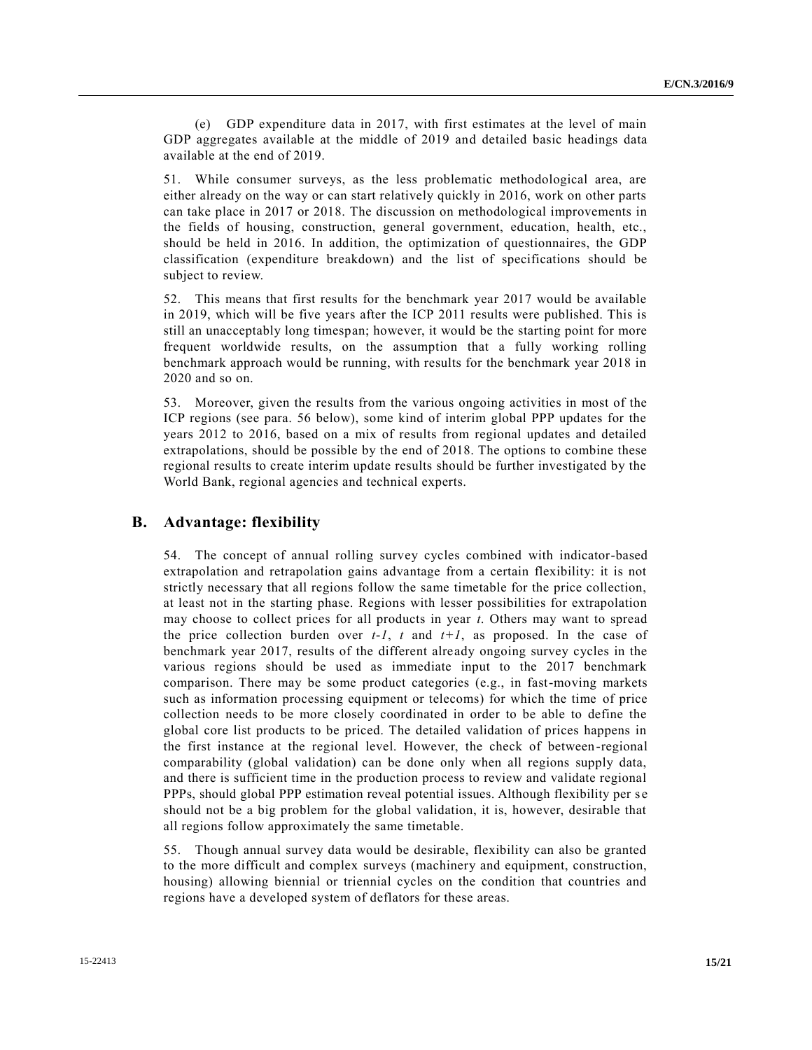(e) GDP expenditure data in 2017, with first estimates at the level of main GDP aggregates available at the middle of 2019 and detailed basic headings data available at the end of 2019.

51. While consumer surveys, as the less problematic methodological area, are either already on the way or can start relatively quickly in 2016, work on other parts can take place in 2017 or 2018. The discussion on methodological improvements in the fields of housing, construction, general government, education, health, etc., should be held in 2016. In addition, the optimization of questionnaires, the GDP classification (expenditure breakdown) and the list of specifications should be subject to review.

52. This means that first results for the benchmark year 2017 would be available in 2019, which will be five years after the ICP 2011 results were published. This is still an unacceptably long timespan; however, it would be the starting point for more frequent worldwide results, on the assumption that a fully working rolling benchmark approach would be running, with results for the benchmark year 2018 in 2020 and so on.

53. Moreover, given the results from the various ongoing activities in most of the ICP regions (see para. 56 below), some kind of interim global PPP updates for the years 2012 to 2016, based on a mix of results from regional updates and detailed extrapolations, should be possible by the end of 2018. The options to combine these regional results to create interim update results should be further investigated by the World Bank, regional agencies and technical experts.

## B. Advantage: flexibility

54. The concept of annual rolling survey cycles combined with indicator-based extrapolation and retrapolation gains advantage from a certain flexibility: it is not strictly necessary that all regions follow the same timetable for the price collection, at least not in the starting phase. Regions with lesser possibilities for extrapolation may choose to collect prices for all products in year $t$. Others may want to spread the price collection burden over $t-1$, $t$ and $t+1$, as proposed. In the case of benchmark year 2017, results of the different already ongoing survey cycles in the various regions should be used as immediate input to the 2017 benchmark comparison. There may be some product categories (e.g., in fast-moving markets such as information processing equipment or telecoms) for which the time of price collection needs to be more closely coordinated in order to be able to define the global core list products to be priced. The detailed validation of prices happens in the first instance at the regional level. However, the check of between-regional comparability (global validation) can be done only when all regions supply data, and there is sufficient time in the production process to review and validate regional PPPs, should global PPP estimation reveal potential issues. Although flexibility per se should not be a big problem for the global validation, it is, however, desirable that all regions follow approximately the same timetable.

55. Though annual survey data would be desirable, flexibility can also be granted to the more difficult and complex surveys (machinery and equipment, construction, housing) allowing biennial or triennial cycles on the condition that countries and regions have a developed system of deflators for these areas.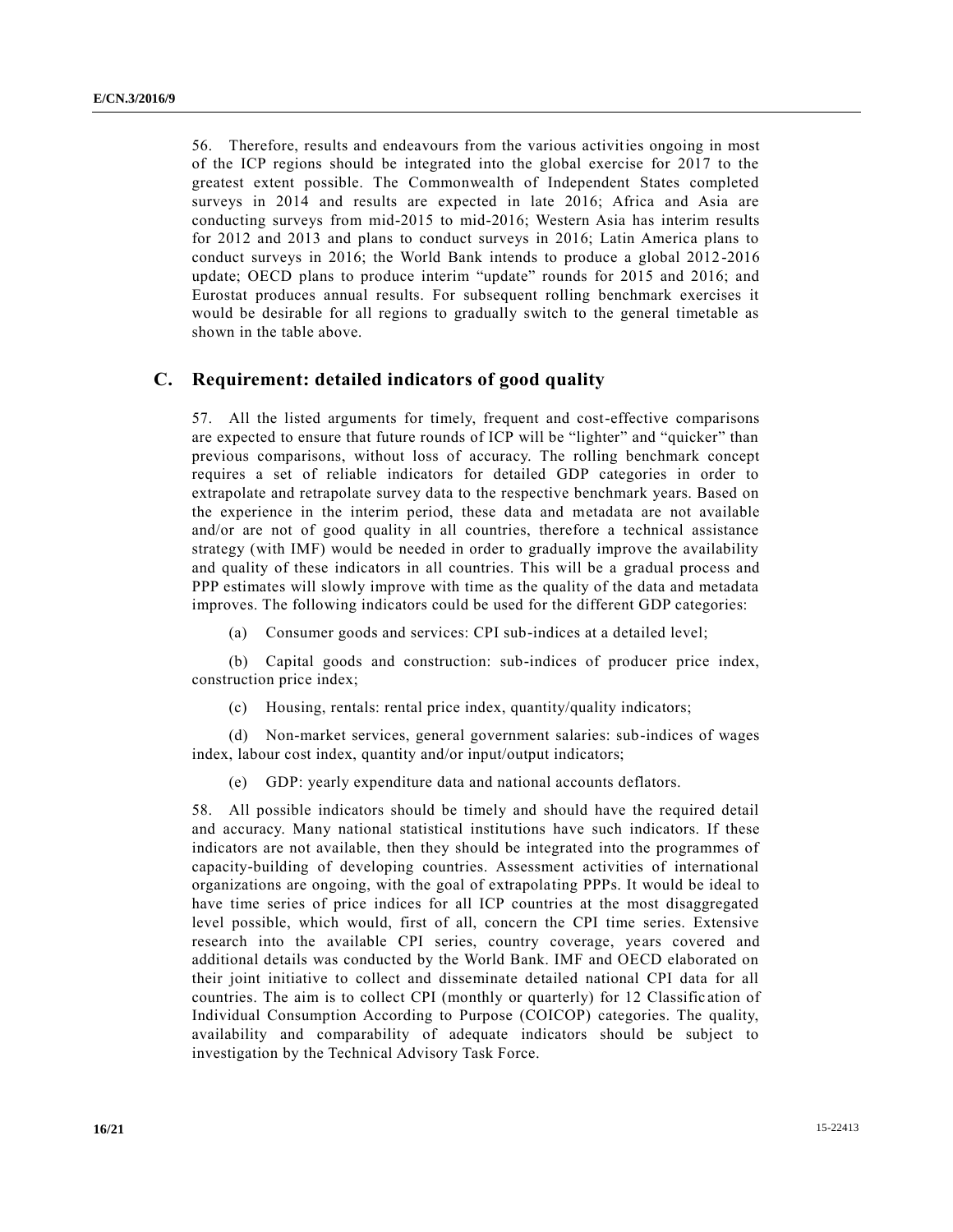56. Therefore, results and endeavours from the various activities ongoing in most of the ICP regions should be integrated into the global exercise for 2017 to the greatest extent possible. The Commonwealth of Independent States completed surveys in 2014 and results are expected in late 2016; Africa and Asia are conducting surveys from mid-2015 to mid-2016; Western Asia has interim results for 2012 and 2013 and plans to conduct surveys in 2016; Latin America plans to conduct surveys in 2016; the World Bank intends to produce a global 2012-2016 update; OECD plans to produce interim "update" rounds for 2015 and 2016; and Eurostat produces annual results. For subsequent rolling benchmark exercises it would be desirable for all regions to gradually switch to the general timetable as shown in the table above.

## C. Requirement: detailed indicators of good quality

57. All the listed arguments for timely, frequent and cost-effective comparisons are expected to ensure that future rounds of ICP will be "lighter" and "quicker" than previous comparisons, without loss of accuracy. The rolling benchmark concept requires a set of reliable indicators for detailed GDP categories in order to extrapolate and retrapolate survey data to the respective benchmark years. Based on the experience in the interim period, these data and metadata are not available and/or are not of good quality in all countries, therefore a technical assistance strategy (with IMF) would be needed in order to gradually improve the availability and quality of these indicators in all countries. This will be a gradual process and PPP estimates will slowly improve with time as the quality of the data and metadata improves. The following indicators could be used for the different GDP categories:

(a) Consumer goods and services: CPI sub-indices at a detailed level;

(b) Capital goods and construction: sub-indices of producer price index, construction price index;

(c) Housing, rentals: rental price index, quantity/quality indicators;

(d) Non-market services, general government salaries: sub-indices of wages index, labour cost index, quantity and/or input/output indicators;

(e) GDP: yearly expenditure data and national accounts deflators.

58. All possible indicators should be timely and should have the required detail and accuracy. Many national statistical institutions have such indicators. If these indicators are not available, then they should be integrated into the programmes of capacity-building of developing countries. Assessment activities of international organizations are ongoing, with the goal of extrapolating PPPs. It would be ideal to have time series of price indices for all ICP countries at the most disaggregated level possible, which would, first of all, concern the CPI time series. Extensive research into the available CPI series, country coverage, years covered and additional details was conducted by the World Bank. IMF and OECD elaborated on their joint initiative to collect and disseminate detailed national CPI data for all countries. The aim is to collect CPI (monthly or quarterly) for 12 Classification of Individual Consumption According to Purpose (COICOP) categories. The quality, availability and comparability of adequate indicators should be subject to investigation by the Technical Advisory Task Force.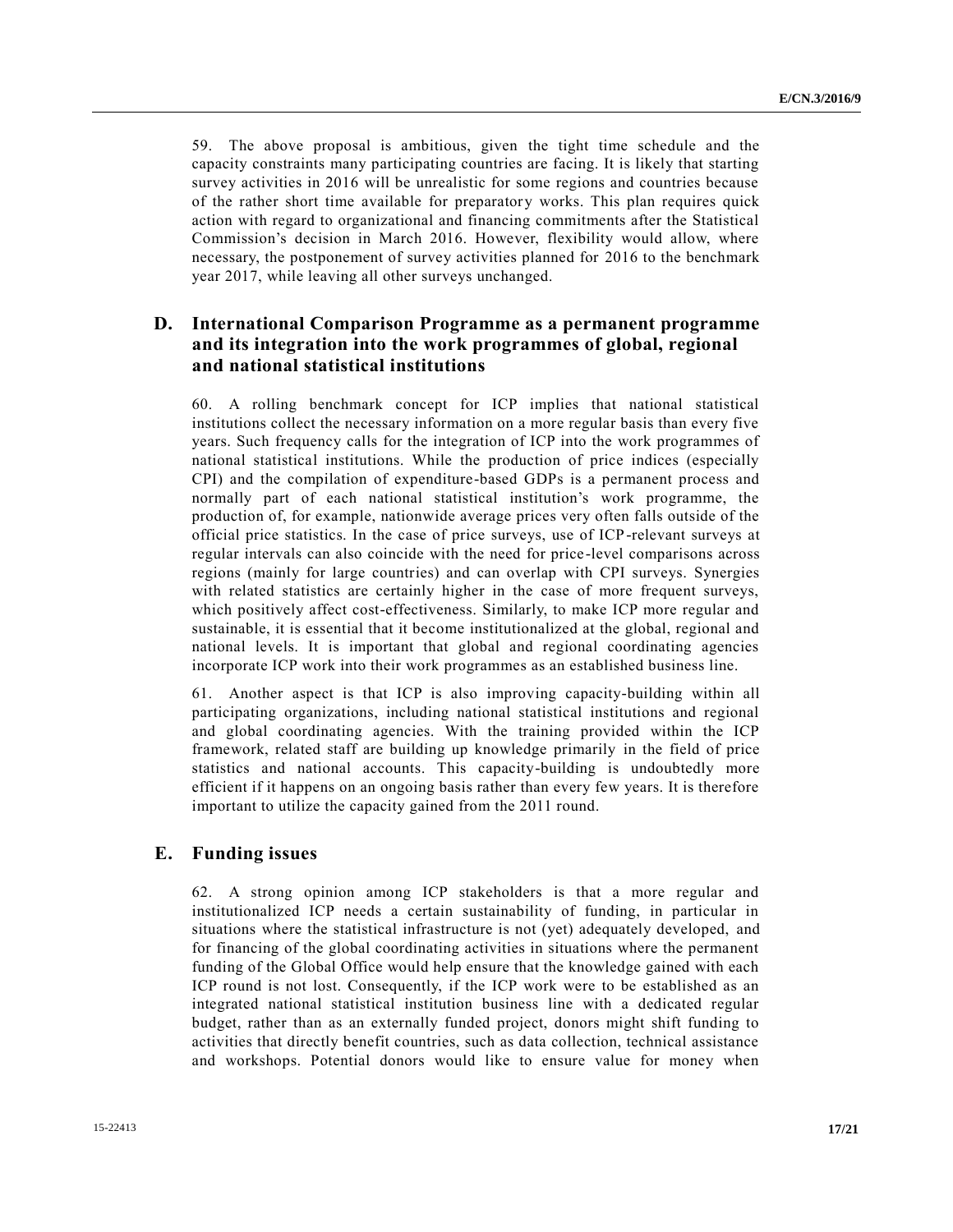59. The above proposal is ambitious, given the tight time schedule and the capacity constraints many participating countries are facing. It is likely that starting survey activities in 2016 will be unrealistic for some regions and countries because of the rather short time available for preparatory works. This plan requires quick action with regard to organizational and financing commitments after the Statistical Commission's decision in March 2016. However, flexibility would allow, where necessary, the postponement of survey activities planned for 2016 to the benchmark year 2017, while leaving all other surveys unchanged.

## D. International Comparison Programme as a permanent programme and its integration into the work programmes of global, regional and national statistical institutions

60. A rolling benchmark concept for ICP implies that national statistical institutions collect the necessary information on a more regular basis than every five years. Such frequency calls for the integration of ICP into the work programmes of national statistical institutions. While the production of price indices (especially CPI) and the compilation of expenditure-based GDPs is a permanent process and normally part of each national statistical institution's work programme, the production of, for example, nationwide average prices very often falls outside of the official price statistics. In the case of price surveys, use of ICP-relevant surveys at regular intervals can also coincide with the need for price-level comparisons across regions (mainly for large countries) and can overlap with CPI surveys. Synergies with related statistics are certainly higher in the case of more frequent surveys, which positively affect cost-effectiveness. Similarly, to make ICP more regular and sustainable, it is essential that it become institutionalized at the global, regional and national levels. It is important that global and regional coordinating agencies incorporate ICP work into their work programmes as an established business line.

61. Another aspect is that ICP is also improving capacity-building within all participating organizations, including national statistical institutions and regional and global coordinating agencies. With the training provided within the ICP framework, related staff are building up knowledge primarily in the field of price statistics and national accounts. This capacity-building is undoubtedly more efficient if it happens on an ongoing basis rather than every few years. It is therefore important to utilize the capacity gained from the 2011 round.

## E. Funding issues

62. A strong opinion among ICP stakeholders is that a more regular and institutionalized ICP needs a certain sustainability of funding, in particular in situations where the statistical infrastructure is not (yet) adequately developed, and for financing of the global coordinating activities in situations where the permanent funding of the Global Office would help ensure that the knowledge gained with each ICP round is not lost. Consequently, if the ICP work were to be established as an integrated national statistical institution business line with a dedicated regular budget, rather than as an externally funded project, donors might shift funding to activities that directly benefit countries, such as data collection, technical assistance and workshops. Potential donors would like to ensure value for money when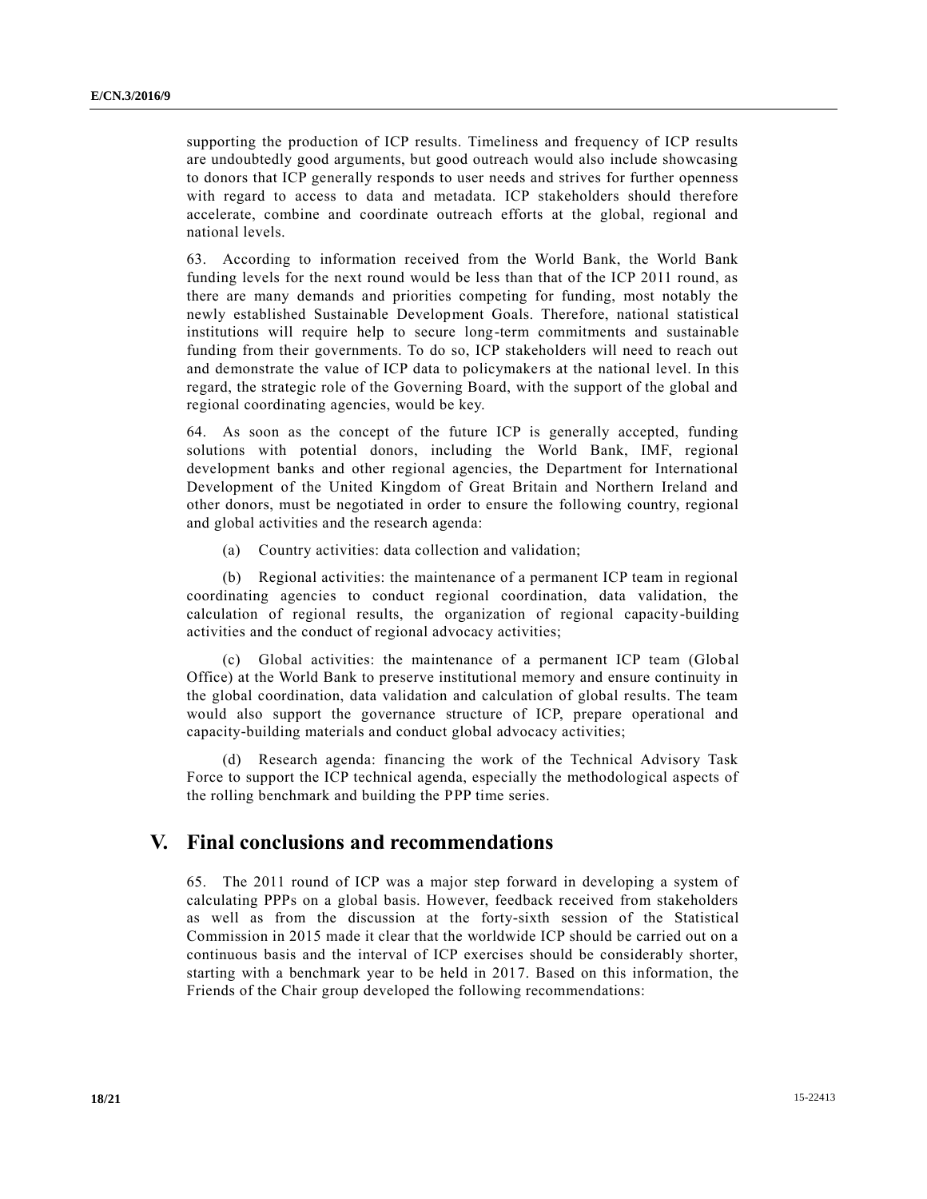supporting the production of ICP results. Timeliness and frequency of ICP results are undoubtedly good arguments, but good outreach would also include showcasing to donors that ICP generally responds to user needs and strives for further openness with regard to access to data and metadata. ICP stakeholders should therefore accelerate, combine and coordinate outreach efforts at the global, regional and national levels.

63. According to information received from the World Bank, the World Bank funding levels for the next round would be less than that of the ICP 2011 round, as there are many demands and priorities competing for funding, most notably the newly established Sustainable Development Goals. Therefore, national statistical institutions will require help to secure long-term commitments and sustainable funding from their governments. To do so, ICP stakeholders will need to reach out and demonstrate the value of ICP data to policymakers at the national level. In this regard, the strategic role of the Governing Board, with the support of the global and regional coordinating agencies, would be key.

64. As soon as the concept of the future ICP is generally accepted, funding solutions with potential donors, including the World Bank, IMF, regional development banks and other regional agencies, the Department for International Development of the United Kingdom of Great Britain and Northern Ireland and other donors, must be negotiated in order to ensure the following country, regional and global activities and the research agenda:

(a) Country activities: data collection and validation;

(b) Regional activities: the maintenance of a permanent ICP team in regional coordinating agencies to conduct regional coordination, data validation, the calculation of regional results, the organization of regional capacity-building activities and the conduct of regional advocacy activities;

(c) Global activities: the maintenance of a permanent ICP team (Global Office) at the World Bank to preserve institutional memory and ensure continuity in the global coordination, data validation and calculation of global results. The team would also support the governance structure of ICP, prepare operational and capacity-building materials and conduct global advocacy activities;

(d) Research agenda: financing the work of the Technical Advisory Task Force to support the ICP technical agenda, especially the methodological aspects of the rolling benchmark and building the PPP time series.

## V. Final conclusions and recommendations

65. The 2011 round of ICP was a major step forward in developing a system of calculating PPPs on a global basis. However, feedback received from stakeholders as well as from the discussion at the forty-sixth session of the Statistical Commission in 2015 made it clear that the worldwide ICP should be carried out on a continuous basis and the interval of ICP exercises should be considerably shorter, starting with a benchmark year to be held in 2017. Based on this information, the Friends of the Chair group developed the following recommendations: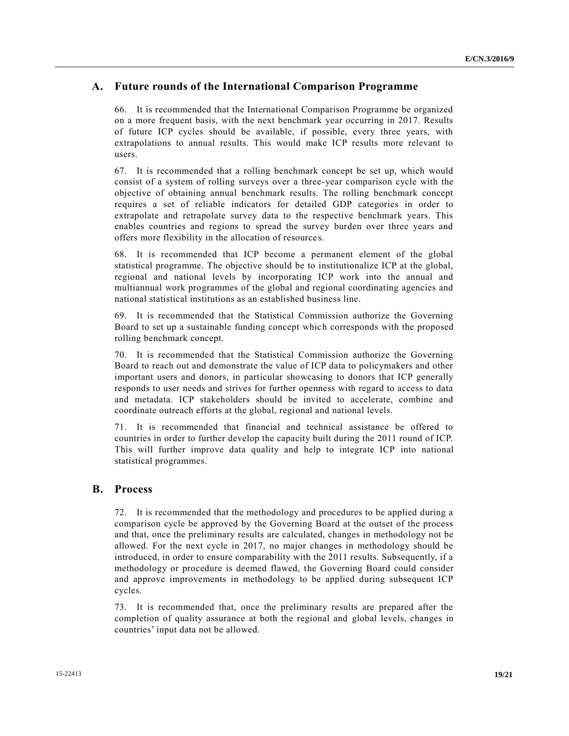## A. Future rounds of the International Comparison Programme

66. It is recommended that the International Comparison Programme be organized on a more frequent basis, with the next benchmark year occurring in 2017. Results of future ICP cycles should be available, if possible, every three years, with extrapolations to annual results. This would make ICP results more relevant to users.

67. It is recommended that a rolling benchmark concept be set up, which would consist of a system of rolling surveys over a three-year comparison cycle with the objective of obtaining annual benchmark results. The rolling benchmark concept requires a set of reliable indicators for detailed GDP categories in order to extrapolate and retrapolate survey data to the respective benchmark years. This enables countries and regions to spread the survey burden over three years and offers more flexibility in the allocation of resources.

68. It is recommended that ICP become a permanent element of the global statistical programme. The objective should be to institutionalize ICP at the global, regional and national levels by incorporating ICP work into the annual and multiannual work programmes of the global and regional coordinating agencies and national statistical institutions as an established business line.

69. It is recommended that the Statistical Commission authorize the Governing Board to set up a sustainable funding concept which corresponds with the proposed rolling benchmark concept.

70. It is recommended that the Statistical Commission authorize the Governing Board to reach out and demonstrate the value of ICP data to policymakers and other important users and donors, in particular showcasing to donors that ICP generally responds to user needs and strives for further openness with regard to access to data and metadata. ICP stakeholders should be invited to accelerate, combine and coordinate outreach efforts at the global, regional and national levels.

71. It is recommended that financial and technical assistance be offered to countries in order to further develop the capacity built during the 2011 round of ICP. This will further improve data quality and help to integrate ICP into national statistical programmes.

## B. Process

72. It is recommended that the methodology and procedures to be applied during a comparison cycle be approved by the Governing Board at the outset of the process and that, once the preliminary results are calculated, changes in methodology not be allowed. For the next cycle in 2017, no major changes in methodology should be introduced, in order to ensure comparability with the 2011 results. Subsequently, if a methodology or procedure is deemed flawed, the Governing Board could consider and approve improvements in methodology to be applied during subsequent ICP cycles.

73. It is recommended that, once the preliminary results are prepared after the completion of quality assurance at both the regional and global levels, changes in countries' input data not be allowed.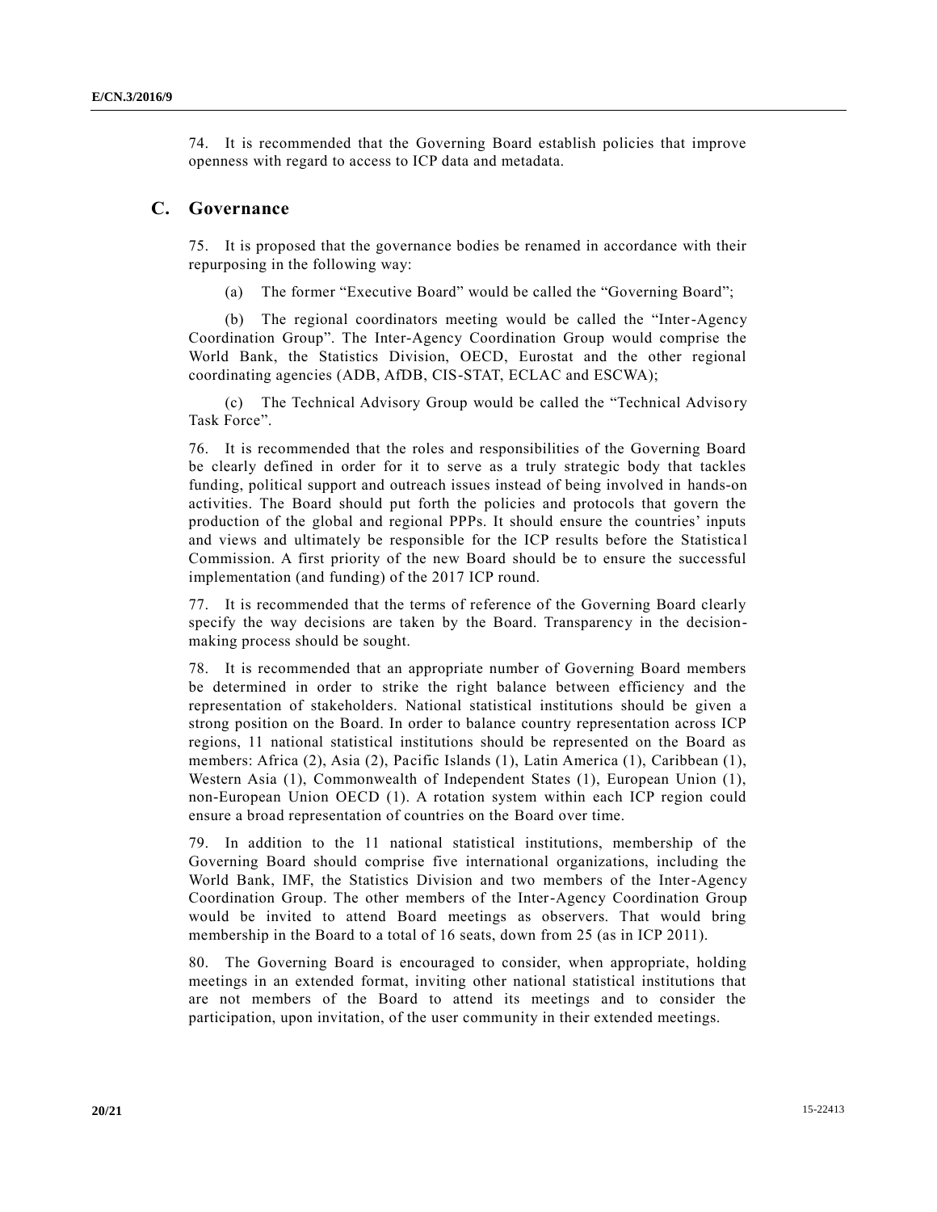74. It is recommended that the Governing Board establish policies that improve openness with regard to access to ICP data and metadata.

## C. Governance

75. It is proposed that the governance bodies be renamed in accordance with their repurposing in the following way:

(a) The former "Executive Board" would be called the "Governing Board";

(b) The regional coordinators meeting would be called the "Inter-Agency Coordination Group". The Inter-Agency Coordination Group would comprise the World Bank, the Statistics Division, OECD, Eurostat and the other regional coordinating agencies (ADB, AfDB, CIS-STAT, ECLAC and ESCWA);

(c) The Technical Advisory Group would be called the "Technical Advisory Task Force".

76. It is recommended that the roles and responsibilities of the Governing Board be clearly defined in order for it to serve as a truly strategic body that tackles funding, political support and outreach issues instead of being involved in hands-on activities. The Board should put forth the policies and protocols that govern the production of the global and regional PPPs. It should ensure the countries' inputs and views and ultimately be responsible for the ICP results before the Statistical Commission. A first priority of the new Board should be to ensure the successful implementation (and funding) of the 2017 ICP round.

77. It is recommended that the terms of reference of the Governing Board clearly specify the way decisions are taken by the Board. Transparency in the decision-making process should be sought.

78. It is recommended that an appropriate number of Governing Board members be determined in order to strike the right balance between efficiency and the representation of stakeholders. National statistical institutions should be given a strong position on the Board. In order to balance country representation across ICP regions, 11 national statistical institutions should be represented on the Board as members: Africa (2), Asia (2), Pacific Islands (1), Latin America (1), Caribbean (1), Western Asia (1), Commonwealth of Independent States (1), European Union (1), non-European Union OECD (1). A rotation system within each ICP region could ensure a broad representation of countries on the Board over time.

79. In addition to the 11 national statistical institutions, membership of the Governing Board should comprise five international organizations, including the World Bank, IMF, the Statistics Division and two members of the Inter-Agency Coordination Group. The other members of the Inter-Agency Coordination Group would be invited to attend Board meetings as observers. That would bring membership in the Board to a total of 16 seats, down from 25 (as in ICP 2011).

80. The Governing Board is encouraged to consider, when appropriate, holding meetings in an extended format, inviting other national statistical institutions that are not members of the Board to attend its meetings and to consider the participation, upon invitation, of the user community in their extended meetings.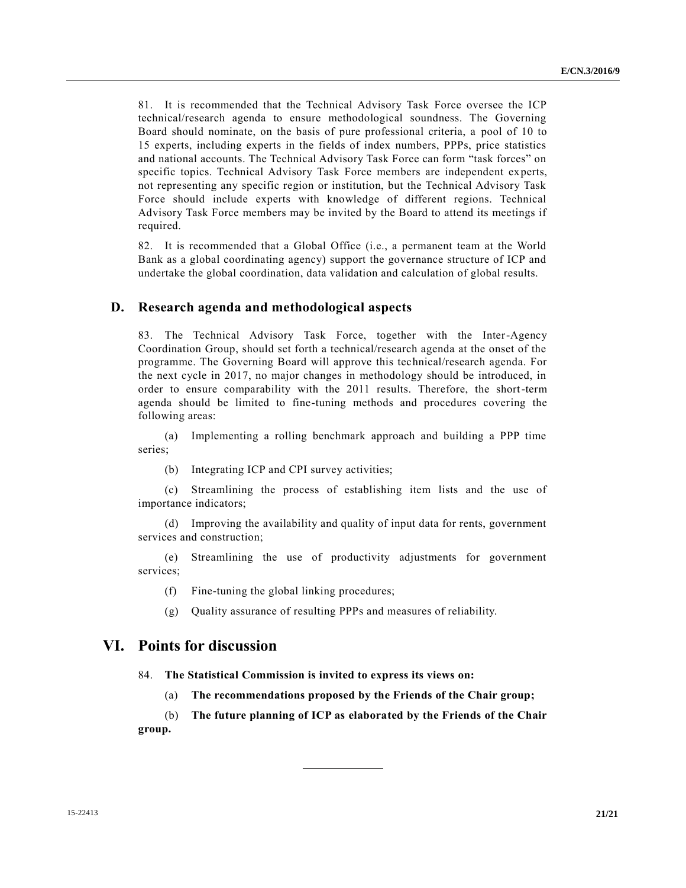81. It is recommended that the Technical Advisory Task Force oversee the ICP technical/research agenda to ensure methodological soundness. The Governing Board should nominate, on the basis of pure professional criteria, a pool of 10 to 15 experts, including experts in the fields of index numbers, PPPs, price statistics and national accounts. The Technical Advisory Task Force can form "task forces" on specific topics. Technical Advisory Task Force members are independent experts, not representing any specific region or institution, but the Technical Advisory Task Force should include experts with knowledge of different regions. Technical Advisory Task Force members may be invited by the Board to attend its meetings if required.

82. It is recommended that a Global Office (i.e., a permanent team at the World Bank as a global coordinating agency) support the governance structure of ICP and undertake the global coordination, data validation and calculation of global results.

## D. Research agenda and methodological aspects

83. The Technical Advisory Task Force, together with the Inter-Agency Coordination Group, should set forth a technical/research agenda at the onset of the programme. The Governing Board will approve this technical/research agenda. For the next cycle in 2017, no major changes in methodology should be introduced, in order to ensure comparability with the 2011 results. Therefore, the short-term agenda should be limited to fine-tuning methods and procedures covering the following areas:

(a) Implementing a rolling benchmark approach and building a PPP time series;

(b) Integrating ICP and CPI survey activities;

(c) Streamlining the process of establishing item lists and the use of importance indicators;

(d) Improving the availability and quality of input data for rents, government services and construction;

(e) Streamlining the use of productivity adjustments for government services;

(f) Fine-tuning the global linking procedures;

(g) Quality assurance of resulting PPPs and measures of reliability.

# VI. Points for discussion

84. **The Statistical Commission is invited to express its views on:**

(a) **The recommendations proposed by the Friends of the Chair group;**

(b) **The future planning of ICP as elaborated by the Friends of the Chair group.**